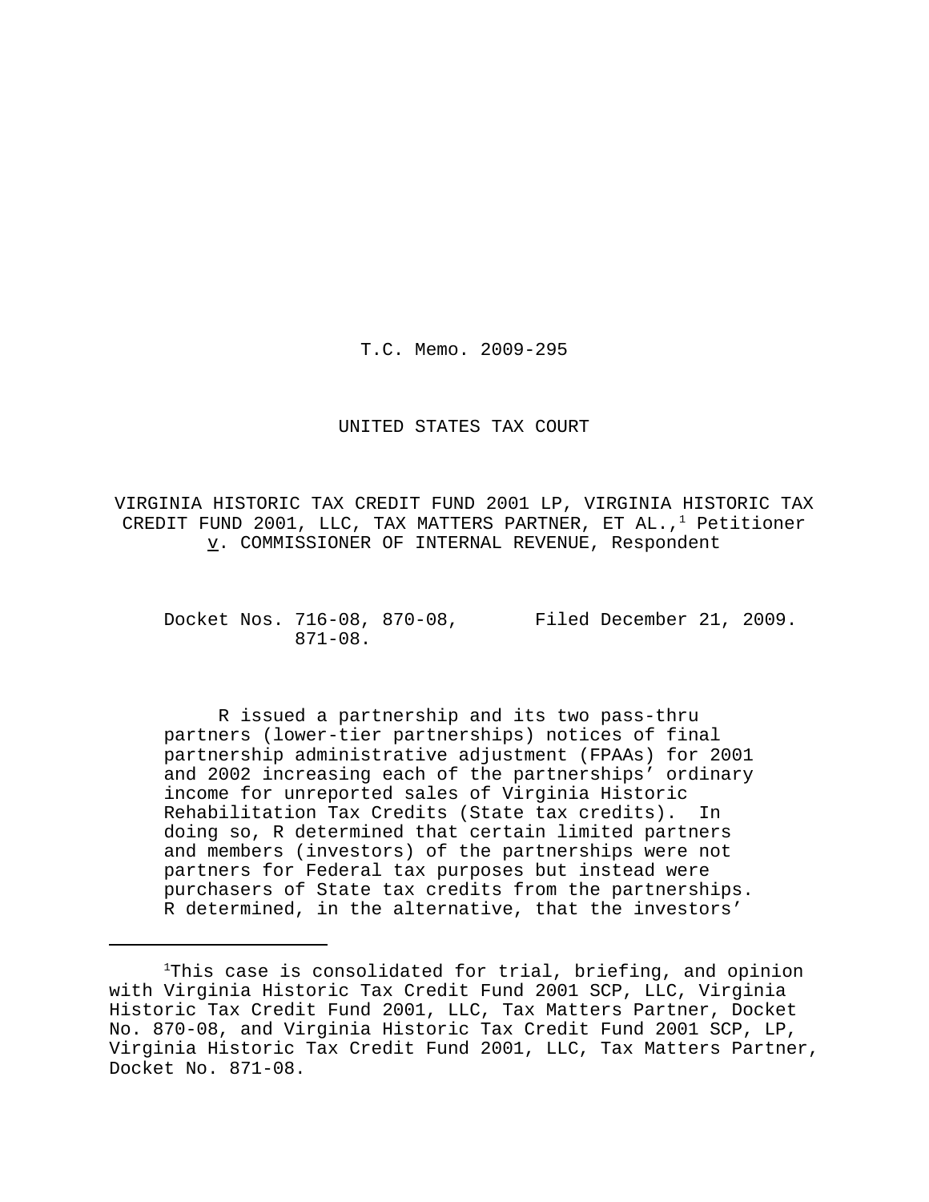T.C. Memo. 2009-295

UNITED STATES TAX COURT

VIRGINIA HISTORIC TAX CREDIT FUND 2001 LP, VIRGINIA HISTORIC TAX CREDIT FUND 2001, LLC, TAX MATTERS PARTNER, ET AL.,[1] Petitioner v. COMMISSIONER OF INTERNAL REVENUE, Respondent

Docket Nos. 716-08, 870-08, 871-08.

Filed December 21, 2009.

R issued a partnership and its two pass-thru partners (lower-tier partnerships) notices of final partnership administrative adjustment (FPAAs) for 2001 and 2002 increasing each of the partnerships' ordinary income for unreported sales of Virginia Historic Rehabilitation Tax Credits (State tax credits). In doing so, R determined that certain limited partners and members (investors) of the partnerships were not partners for Federal tax purposes but instead were purchasers of State tax credits from the partnerships. R determined, in the alternative, that the investors'

---

[1]This case is consolidated for trial, briefing, and opinion with Virginia Historic Tax Credit Fund 2001 SCP, LLC, Virginia Historic Tax Credit Fund 2001, LLC, Tax Matters Partner, Docket No. 870-08, and Virginia Historic Tax Credit Fund 2001 SCP, LP, Virginia Historic Tax Credit Fund 2001, LLC, Tax Matters Partner, Docket No. 871-08.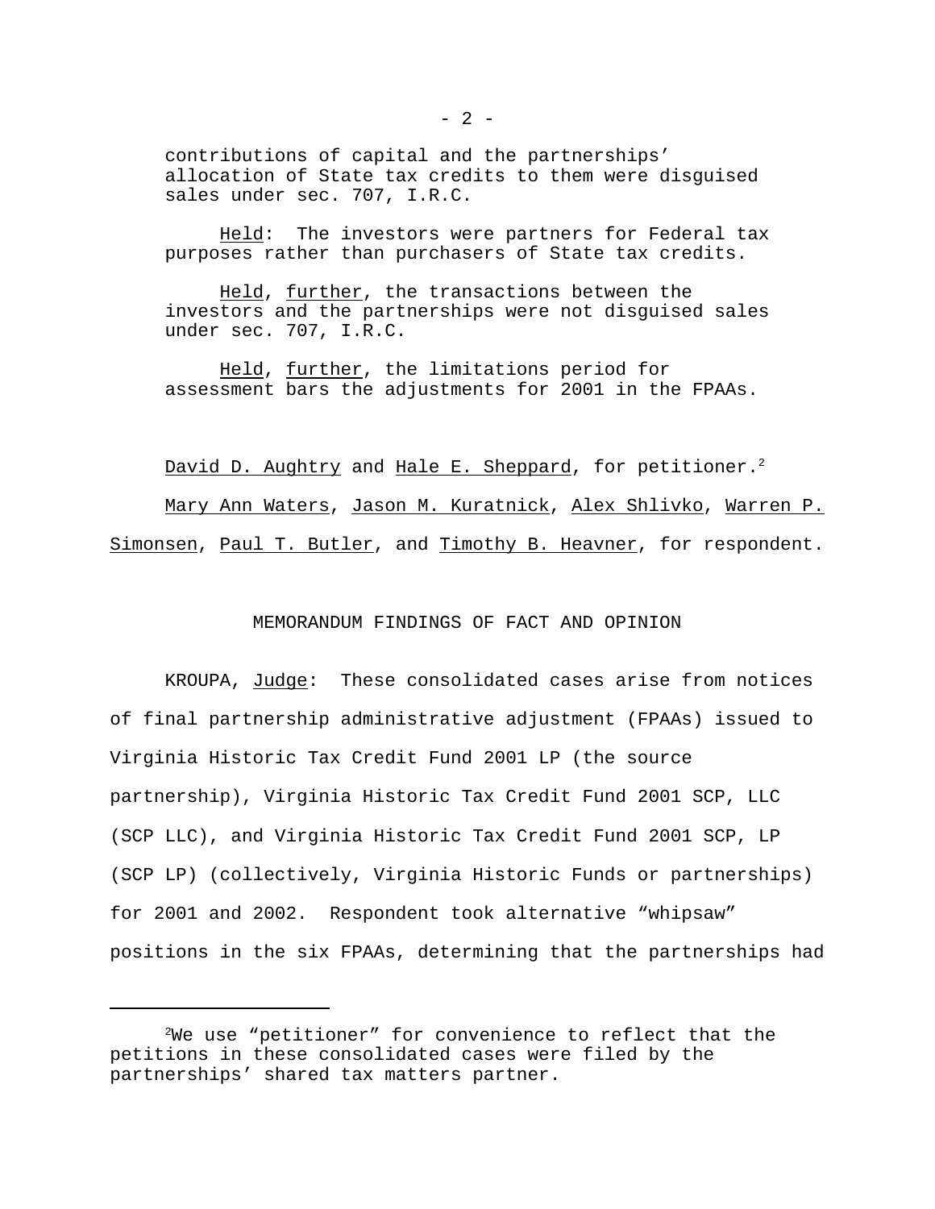contributions of capital and the partnerships' allocation of State tax credits to them were disguised sales under sec. 707, I.R.C.

Held: The investors were partners for Federal tax purposes rather than purchasers of State tax credits.

Held, further, the transactions between the investors and the partnerships were not disguised sales under sec. 707, I.R.C.

Held, further, the limitations period for assessment bars the adjustments for 2001 in the FPAAs.

David D. Aughtry and Hale E. Sheppard, for petitioner.[2]

Mary Ann Waters, Jason M. Kuratnick, Alex Shlivko, Warren P. Simonsen, Paul T. Butler, and Timothy B. Heavner, for respondent.

MEMORANDUM FINDINGS OF FACT AND OPINION

KROUPA, Judge: These consolidated cases arise from notices of final partnership administrative adjustment (FPAAs) issued to Virginia Historic Tax Credit Fund 2001 LP (the source partnership), Virginia Historic Tax Credit Fund 2001 SCP, LLC (SCP LLC), and Virginia Historic Tax Credit Fund 2001 SCP, LP (SCP LP) (collectively, Virginia Historic Funds or partnerships) for 2001 and 2002. Respondent took alternative "whipsaw" positions in the six FPAAs, determining that the partnerships had

[2] We use "petitioner" for convenience to reflect that the petitions in these consolidated cases were filed by the partnerships' shared tax matters partner.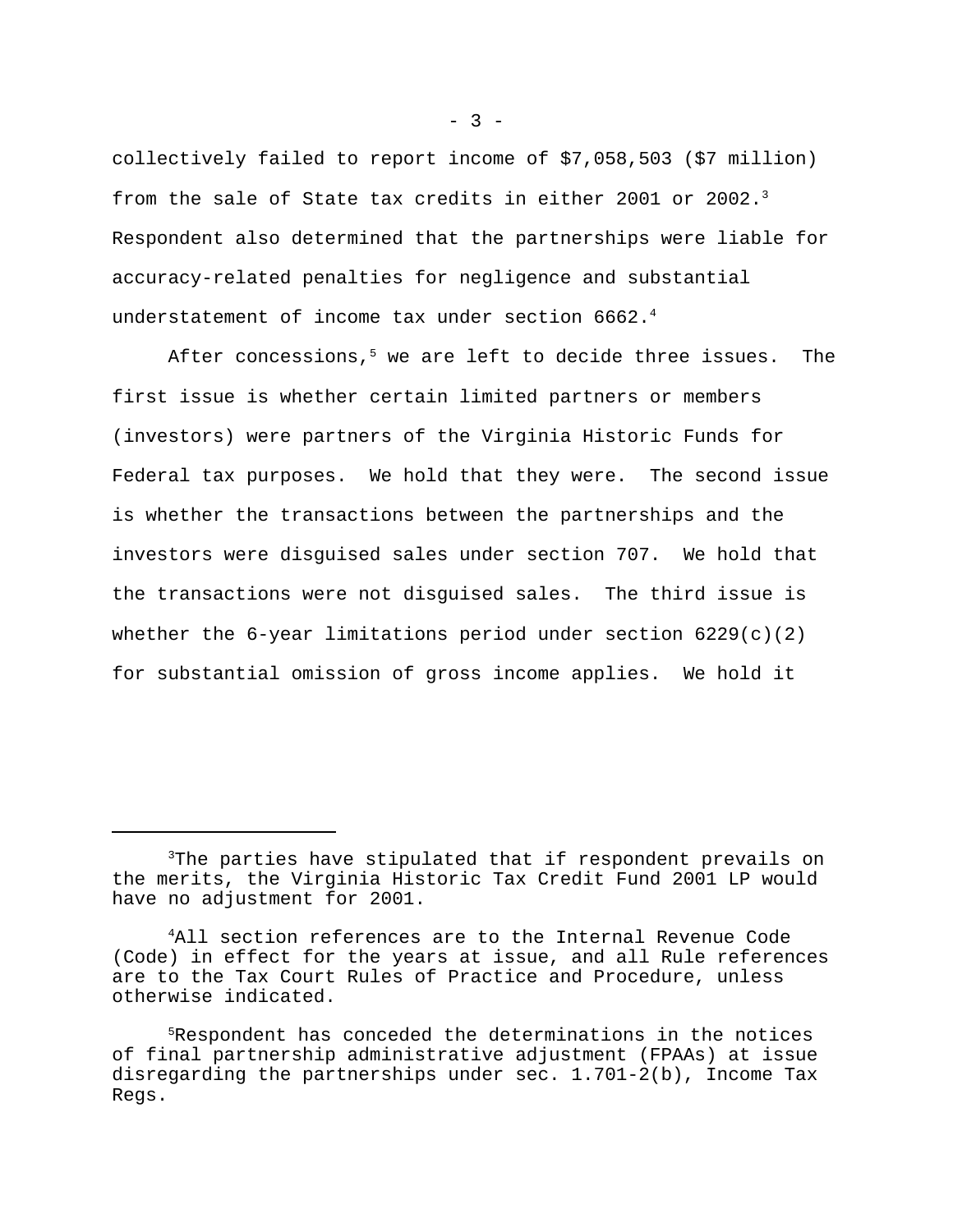collectively failed to report income of $7,058,503 ($7 million) from the sale of State tax credits in either 2001 or 2002.[3] Respondent also determined that the partnerships were liable for accuracy-related penalties for negligence and substantial understatement of income tax under section 6662.[4]

After concessions,[5] we are left to decide three issues. The first issue is whether certain limited partners or members (investors) were partners of the Virginia Historic Funds for Federal tax purposes. We hold that they were. The second issue is whether the transactions between the partnerships and the investors were disguised sales under section 707. We hold that the transactions were not disguised sales. The third issue is whether the 6-year limitations period under section 6229(c)(2) for substantial omission of gross income applies. We hold it

---

[3]The parties have stipulated that if respondent prevails on the merits, the Virginia Historic Tax Credit Fund 2001 LP would have no adjustment for 2001.

[4]All section references are to the Internal Revenue Code (Code) in effect for the years at issue, and all Rule references are to the Tax Court Rules of Practice and Procedure, unless otherwise indicated.

[5]Respondent has conceded the determinations in the notices of final partnership administrative adjustment (FPAAs) at issue disregarding the partnerships under sec. 1.701-2(b), Income Tax Regs.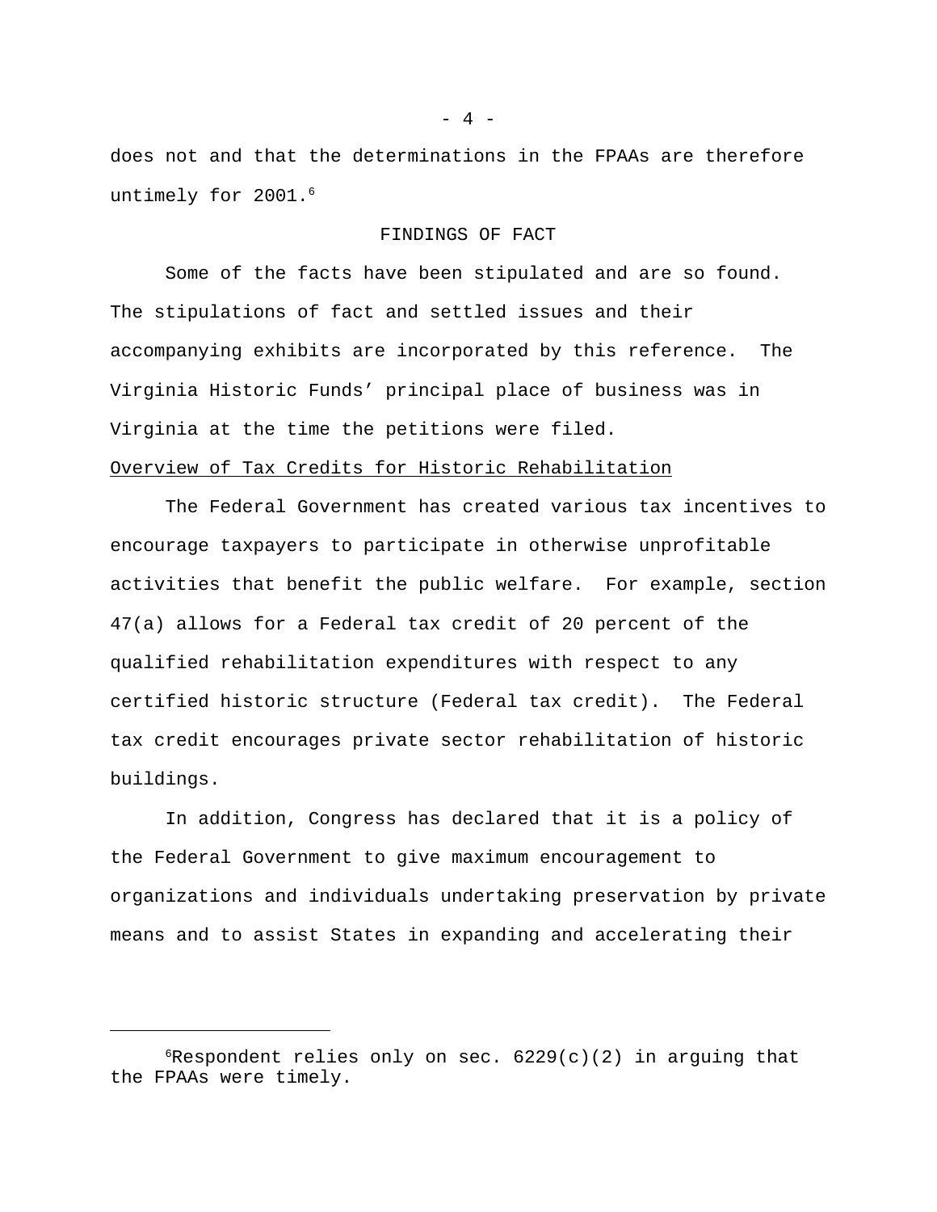does not and that the determinations in the FPAAs are therefore untimely for 2001.[6]

## FINDINGS OF FACT

Some of the facts have been stipulated and are so found. The stipulations of fact and settled issues and their accompanying exhibits are incorporated by this reference. The Virginia Historic Funds' principal place of business was in Virginia at the time the petitions were filed.

### Overview of Tax Credits for Historic Rehabilitation

The Federal Government has created various tax incentives to encourage taxpayers to participate in otherwise unprofitable activities that benefit the public welfare. For example, section 47(a) allows for a Federal tax credit of 20 percent of the qualified rehabilitation expenditures with respect to any certified historic structure (Federal tax credit). The Federal tax credit encourages private sector rehabilitation of historic buildings.

In addition, Congress has declared that it is a policy of the Federal Government to give maximum encouragement to organizations and individuals undertaking preservation by private means and to assist States in expanding and accelerating their

---

[6] Respondent relies only on sec. 6229(c)(2) in arguing that the FPAAs were timely.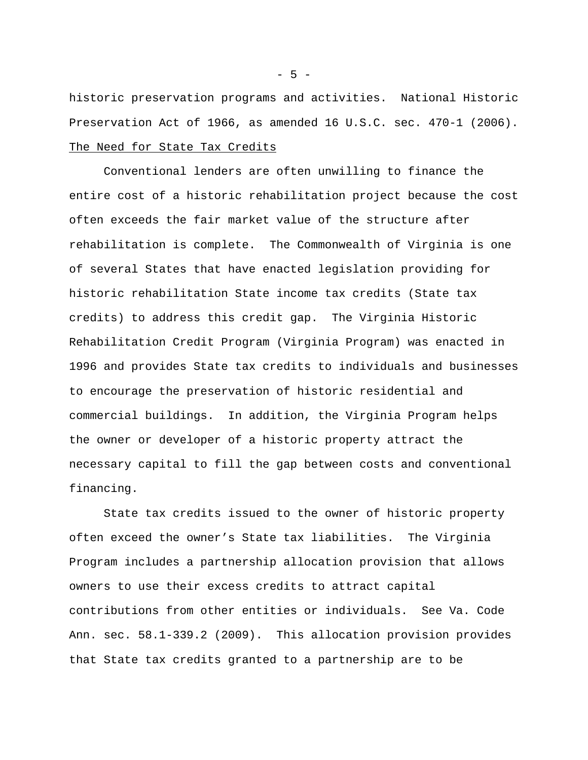historic preservation programs and activities. National Historic Preservation Act of 1966, as amended 16 U.S.C. sec. 470-1 (2006).

The Need for State Tax Credits

Conventional lenders are often unwilling to finance the entire cost of a historic rehabilitation project because the cost often exceeds the fair market value of the structure after rehabilitation is complete. The Commonwealth of Virginia is one of several States that have enacted legislation providing for historic rehabilitation State income tax credits (State tax credits) to address this credit gap. The Virginia Historic Rehabilitation Credit Program (Virginia Program) was enacted in 1996 and provides State tax credits to individuals and businesses to encourage the preservation of historic residential and commercial buildings. In addition, the Virginia Program helps the owner or developer of a historic property attract the necessary capital to fill the gap between costs and conventional financing.

State tax credits issued to the owner of historic property often exceed the owner's State tax liabilities. The Virginia Program includes a partnership allocation provision that allows owners to use their excess credits to attract capital contributions from other entities or individuals. See Va. Code Ann. sec. 58.1-339.2 (2009). This allocation provision provides that State tax credits granted to a partnership are to be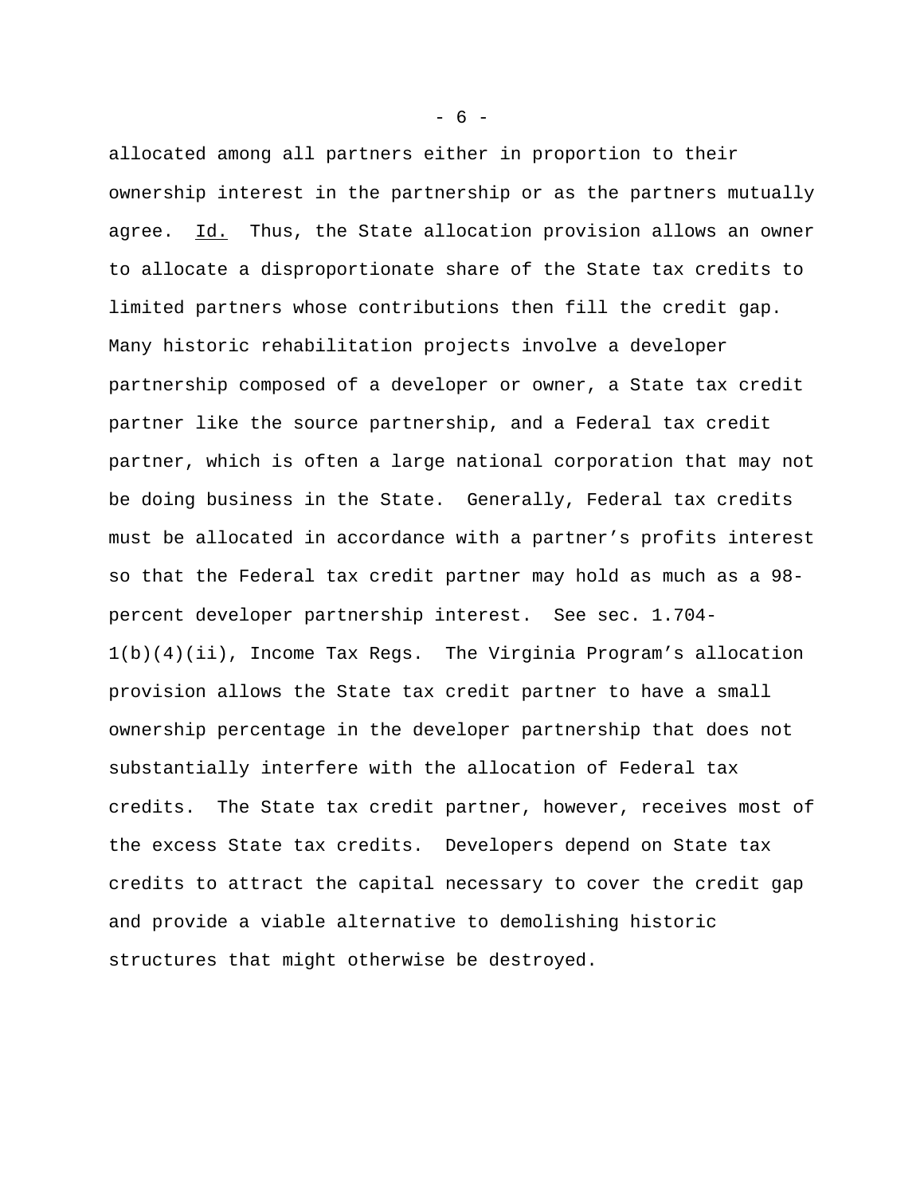allocated among all partners either in proportion to their ownership interest in the partnership or as the partners mutually agree. Id. Thus, the State allocation provision allows an owner to allocate a disproportionate share of the State tax credits to limited partners whose contributions then fill the credit gap. Many historic rehabilitation projects involve a developer partnership composed of a developer or owner, a State tax credit partner like the source partnership, and a Federal tax credit partner, which is often a large national corporation that may not be doing business in the State. Generally, Federal tax credits must be allocated in accordance with a partner's profits interest so that the Federal tax credit partner may hold as much as a 98-percent developer partnership interest. See sec. 1.704-1(b)(4)(ii), Income Tax Regs. The Virginia Program's allocation provision allows the State tax credit partner to have a small ownership percentage in the developer partnership that does not substantially interfere with the allocation of Federal tax credits. The State tax credit partner, however, receives most of the excess State tax credits. Developers depend on State tax credits to attract the capital necessary to cover the credit gap and provide a viable alternative to demolishing historic structures that might otherwise be destroyed.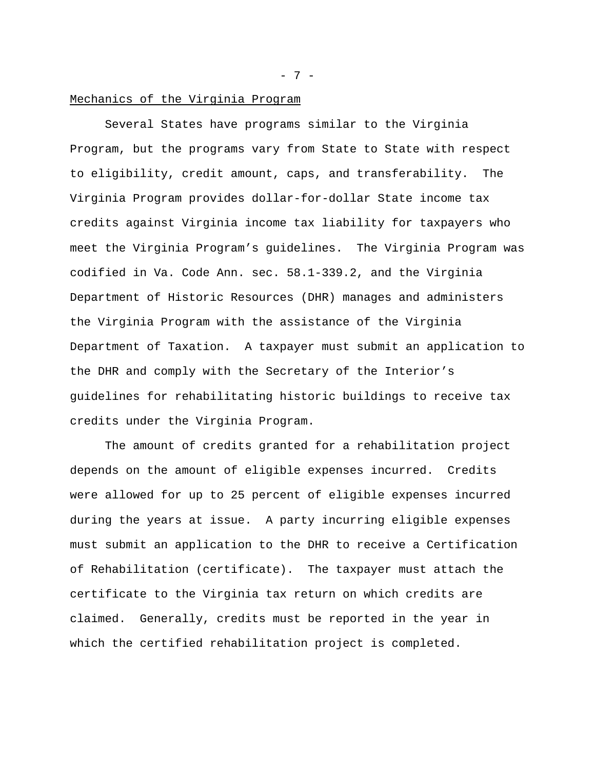Mechanics of the Virginia Program

Several States have programs similar to the Virginia Program, but the programs vary from State to State with respect to eligibility, credit amount, caps, and transferability. The Virginia Program provides dollar-for-dollar State income tax credits against Virginia income tax liability for taxpayers who meet the Virginia Program's guidelines. The Virginia Program was codified in Va. Code Ann. sec. 58.1-339.2, and the Virginia Department of Historic Resources (DHR) manages and administers the Virginia Program with the assistance of the Virginia Department of Taxation. A taxpayer must submit an application to the DHR and comply with the Secretary of the Interior's guidelines for rehabilitating historic buildings to receive tax credits under the Virginia Program.

The amount of credits granted for a rehabilitation project depends on the amount of eligible expenses incurred. Credits were allowed for up to 25 percent of eligible expenses incurred during the years at issue. A party incurring eligible expenses must submit an application to the DHR to receive a Certification of Rehabilitation (certificate). The taxpayer must attach the certificate to the Virginia tax return on which credits are claimed. Generally, credits must be reported in the year in which the certified rehabilitation project is completed.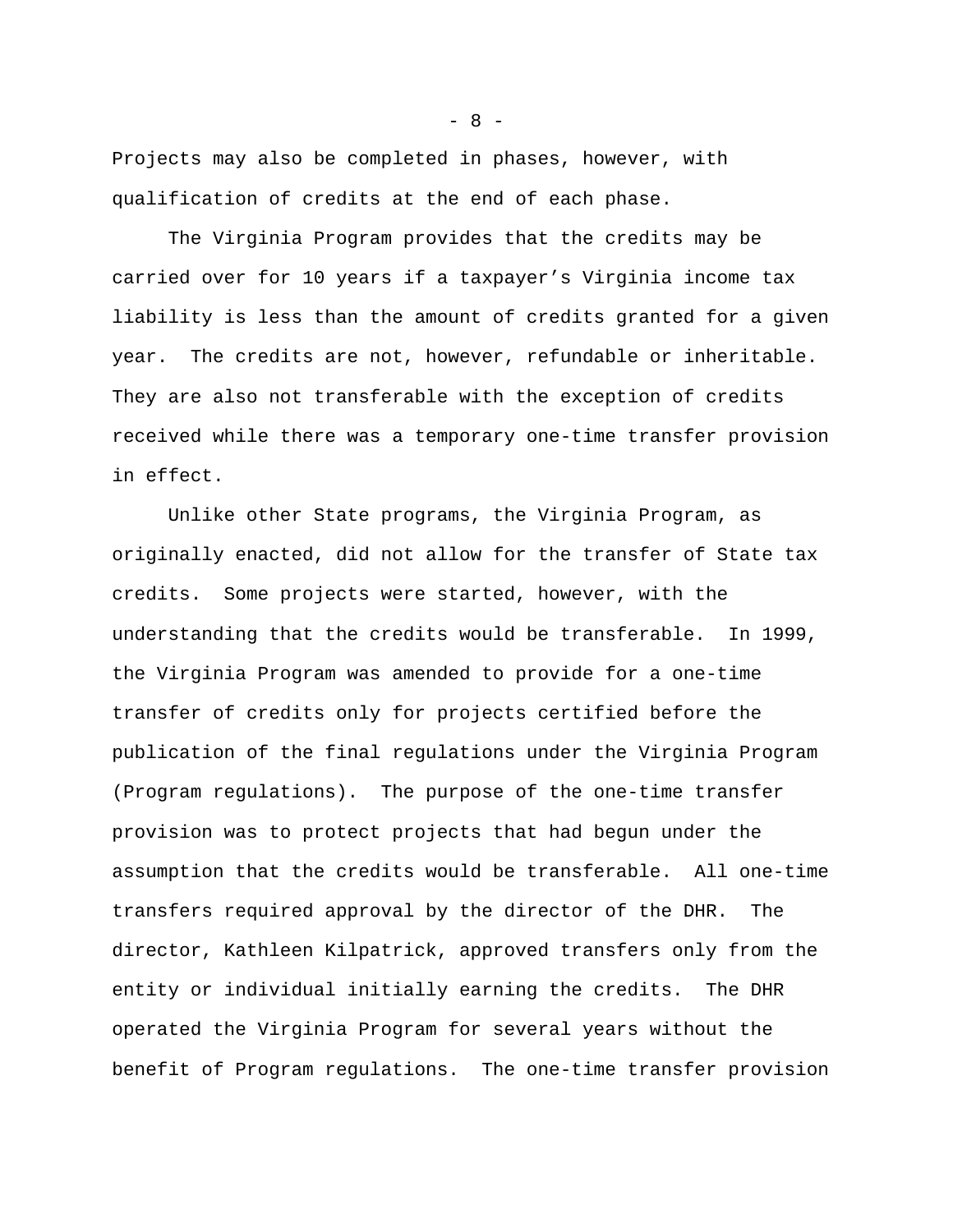Projects may also be completed in phases, however, with qualification of credits at the end of each phase.

The Virginia Program provides that the credits may be carried over for 10 years if a taxpayer's Virginia income tax liability is less than the amount of credits granted for a given year. The credits are not, however, refundable or inheritable. They are also not transferable with the exception of credits received while there was a temporary one-time transfer provision in effect.

Unlike other State programs, the Virginia Program, as originally enacted, did not allow for the transfer of State tax credits. Some projects were started, however, with the understanding that the credits would be transferable. In 1999, the Virginia Program was amended to provide for a one-time transfer of credits only for projects certified before the publication of the final regulations under the Virginia Program (Program regulations). The purpose of the one-time transfer provision was to protect projects that had begun under the assumption that the credits would be transferable. All one-time transfers required approval by the director of the DHR. The director, Kathleen Kilpatrick, approved transfers only from the entity or individual initially earning the credits. The DHR operated the Virginia Program for several years without the benefit of Program regulations. The one-time transfer provision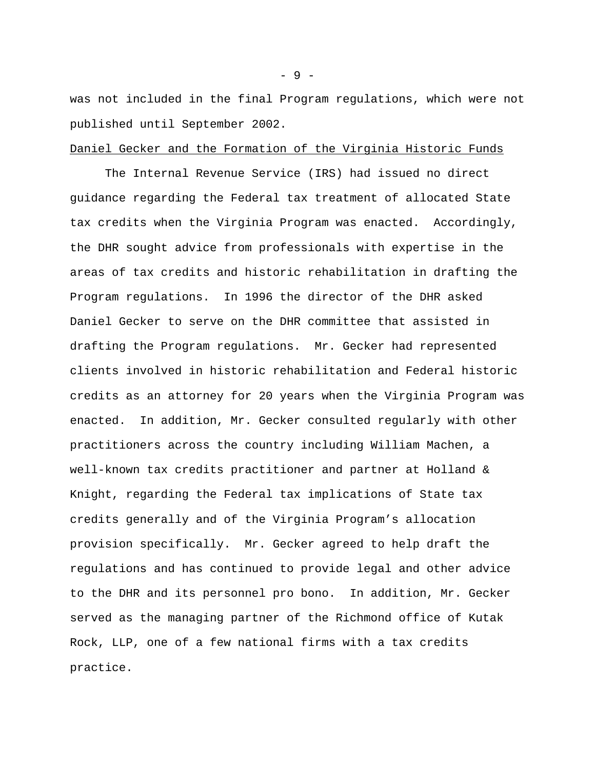was not included in the final Program regulations, which were not published until September 2002.

Daniel Gecker and the Formation of the Virginia Historic Funds

The Internal Revenue Service (IRS) had issued no direct guidance regarding the Federal tax treatment of allocated State tax credits when the Virginia Program was enacted. Accordingly, the DHR sought advice from professionals with expertise in the areas of tax credits and historic rehabilitation in drafting the Program regulations. In 1996 the director of the DHR asked Daniel Gecker to serve on the DHR committee that assisted in drafting the Program regulations. Mr. Gecker had represented clients involved in historic rehabilitation and Federal historic credits as an attorney for 20 years when the Virginia Program was enacted. In addition, Mr. Gecker consulted regularly with other practitioners across the country including William Machen, a well-known tax credits practitioner and partner at Holland & Knight, regarding the Federal tax implications of State tax credits generally and of the Virginia Program's allocation provision specifically. Mr. Gecker agreed to help draft the regulations and has continued to provide legal and other advice to the DHR and its personnel pro bono. In addition, Mr. Gecker served as the managing partner of the Richmond office of Kutak Rock, LLP, one of a few national firms with a tax credits practice.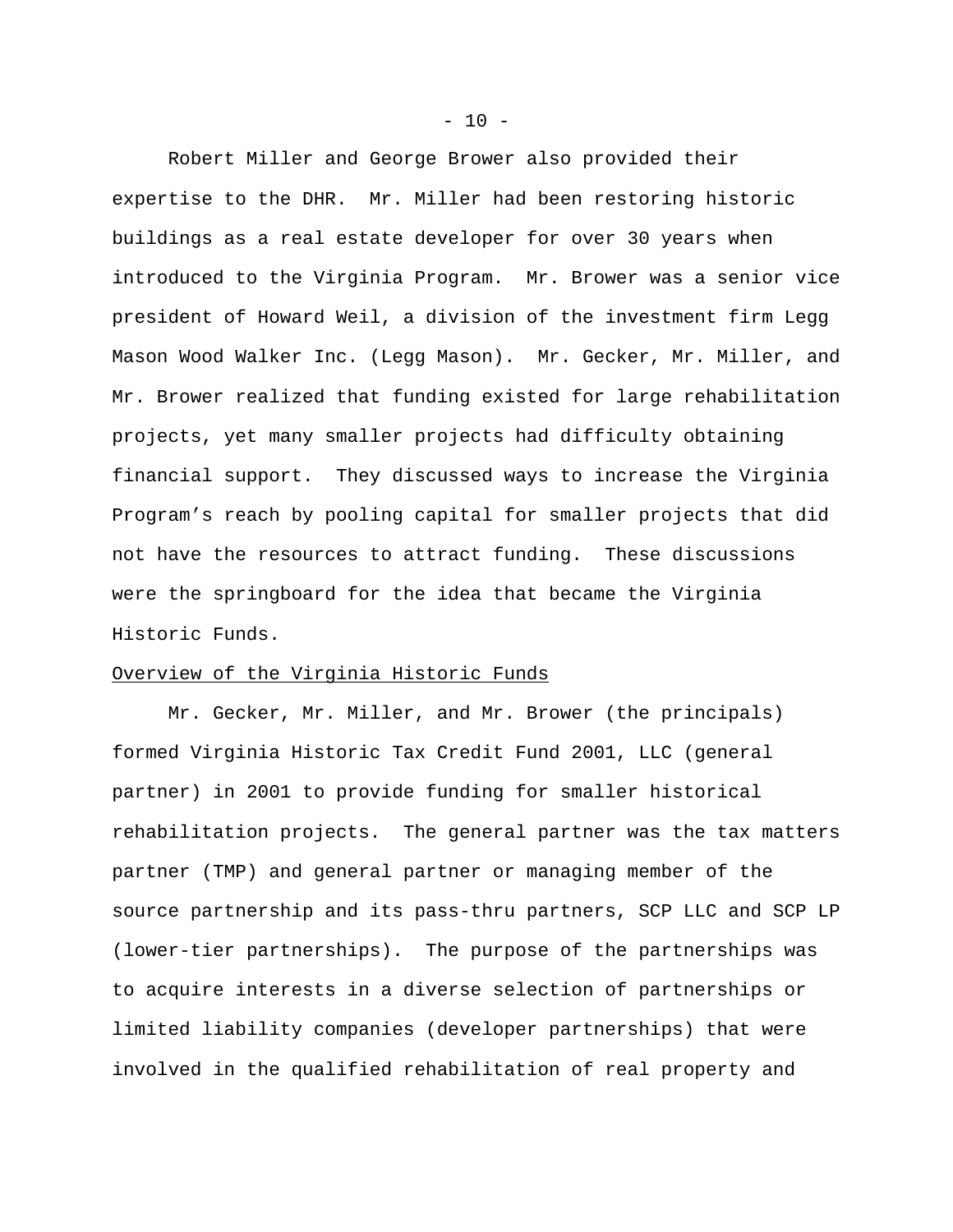Robert Miller and George Brower also provided their expertise to the DHR. Mr. Miller had been restoring historic buildings as a real estate developer for over 30 years when introduced to the Virginia Program. Mr. Brower was a senior vice president of Howard Weil, a division of the investment firm Legg Mason Wood Walker Inc. (Legg Mason). Mr. Gecker, Mr. Miller, and Mr. Brower realized that funding existed for large rehabilitation projects, yet many smaller projects had difficulty obtaining financial support. They discussed ways to increase the Virginia Program's reach by pooling capital for smaller projects that did not have the resources to attract funding. These discussions were the springboard for the idea that became the Virginia Historic Funds.

Overview of the Virginia Historic Funds

Mr. Gecker, Mr. Miller, and Mr. Brower (the principals) formed Virginia Historic Tax Credit Fund 2001, LLC (general partner) in 2001 to provide funding for smaller historical rehabilitation projects. The general partner was the tax matters partner (TMP) and general partner or managing member of the source partnership and its pass-thru partners, SCP LLC and SCP LP (lower-tier partnerships). The purpose of the partnerships was to acquire interests in a diverse selection of partnerships or limited liability companies (developer partnerships) that were involved in the qualified rehabilitation of real property and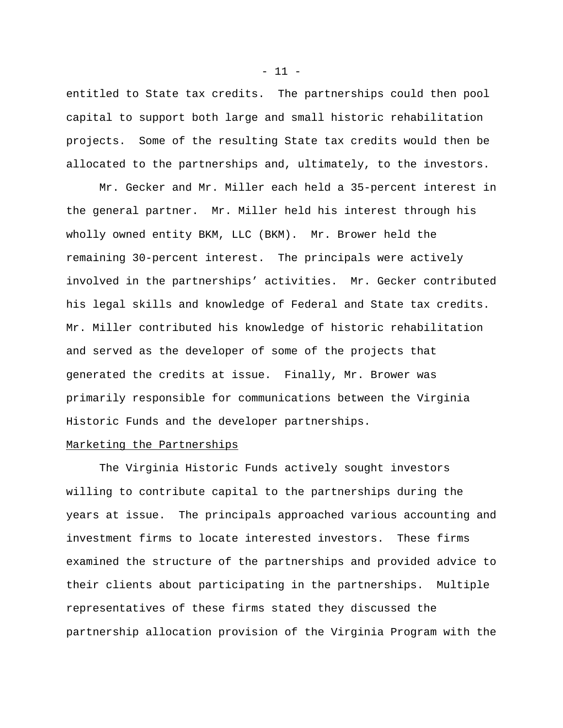entitled to State tax credits. The partnerships could then pool capital to support both large and small historic rehabilitation projects. Some of the resulting State tax credits would then be allocated to the partnerships and, ultimately, to the investors.

Mr. Gecker and Mr. Miller each held a 35-percent interest in the general partner. Mr. Miller held his interest through his wholly owned entity BKM, LLC (BKM). Mr. Brower held the remaining 30-percent interest. The principals were actively involved in the partnerships' activities. Mr. Gecker contributed his legal skills and knowledge of Federal and State tax credits. Mr. Miller contributed his knowledge of historic rehabilitation and served as the developer of some of the projects that generated the credits at issue. Finally, Mr. Brower was primarily responsible for communications between the Virginia Historic Funds and the developer partnerships.

<u>Marketing the Partnerships</u>

The Virginia Historic Funds actively sought investors willing to contribute capital to the partnerships during the years at issue. The principals approached various accounting and investment firms to locate interested investors. These firms examined the structure of the partnerships and provided advice to their clients about participating in the partnerships. Multiple representatives of these firms stated they discussed the partnership allocation provision of the Virginia Program with the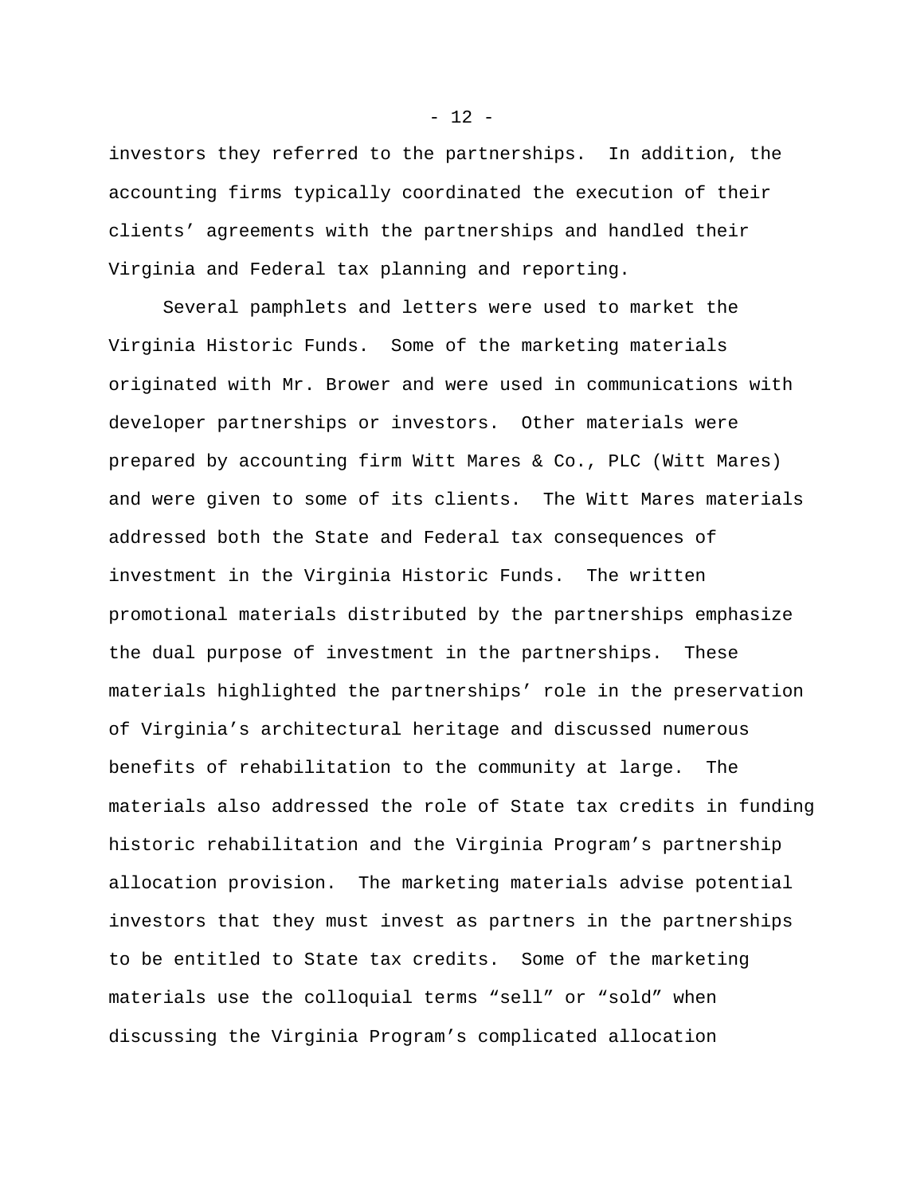investors they referred to the partnerships. In addition, the accounting firms typically coordinated the execution of their clients' agreements with the partnerships and handled their Virginia and Federal tax planning and reporting.

Several pamphlets and letters were used to market the Virginia Historic Funds. Some of the marketing materials originated with Mr. Brower and were used in communications with developer partnerships or investors. Other materials were prepared by accounting firm Witt Mares & Co., PLC (Witt Mares) and were given to some of its clients. The Witt Mares materials addressed both the State and Federal tax consequences of investment in the Virginia Historic Funds. The written promotional materials distributed by the partnerships emphasize the dual purpose of investment in the partnerships. These materials highlighted the partnerships' role in the preservation of Virginia's architectural heritage and discussed numerous benefits of rehabilitation to the community at large. The materials also addressed the role of State tax credits in funding historic rehabilitation and the Virginia Program's partnership allocation provision. The marketing materials advise potential investors that they must invest as partners in the partnerships to be entitled to State tax credits. Some of the marketing materials use the colloquial terms "sell" or "sold" when discussing the Virginia Program's complicated allocation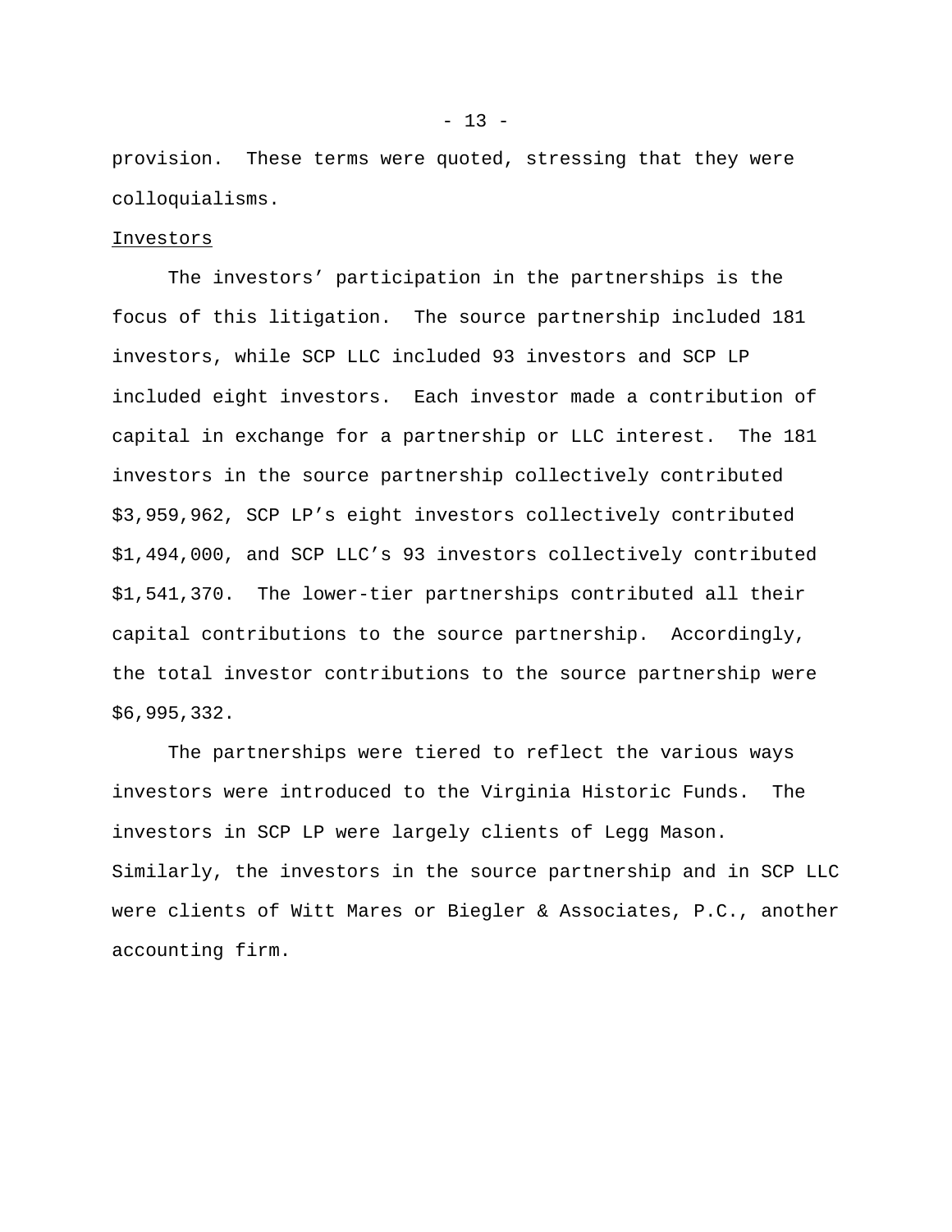provision. These terms were quoted, stressing that they were colloquialisms.

Investors

The investors' participation in the partnerships is the focus of this litigation. The source partnership included 181 investors, while SCP LLC included 93 investors and SCP LP included eight investors. Each investor made a contribution of capital in exchange for a partnership or LLC interest. The 181 investors in the source partnership collectively contributed $3,959,962, SCP LP's eight investors collectively contributed $1,494,000, and SCP LLC's 93 investors collectively contributed $1,541,370. The lower-tier partnerships contributed all their capital contributions to the source partnership. Accordingly, the total investor contributions to the source partnership were $6,995,332.

The partnerships were tiered to reflect the various ways investors were introduced to the Virginia Historic Funds. The investors in SCP LP were largely clients of Legg Mason. Similarly, the investors in the source partnership and in SCP LLC were clients of Witt Mares or Biegler & Associates, P.C., another accounting firm.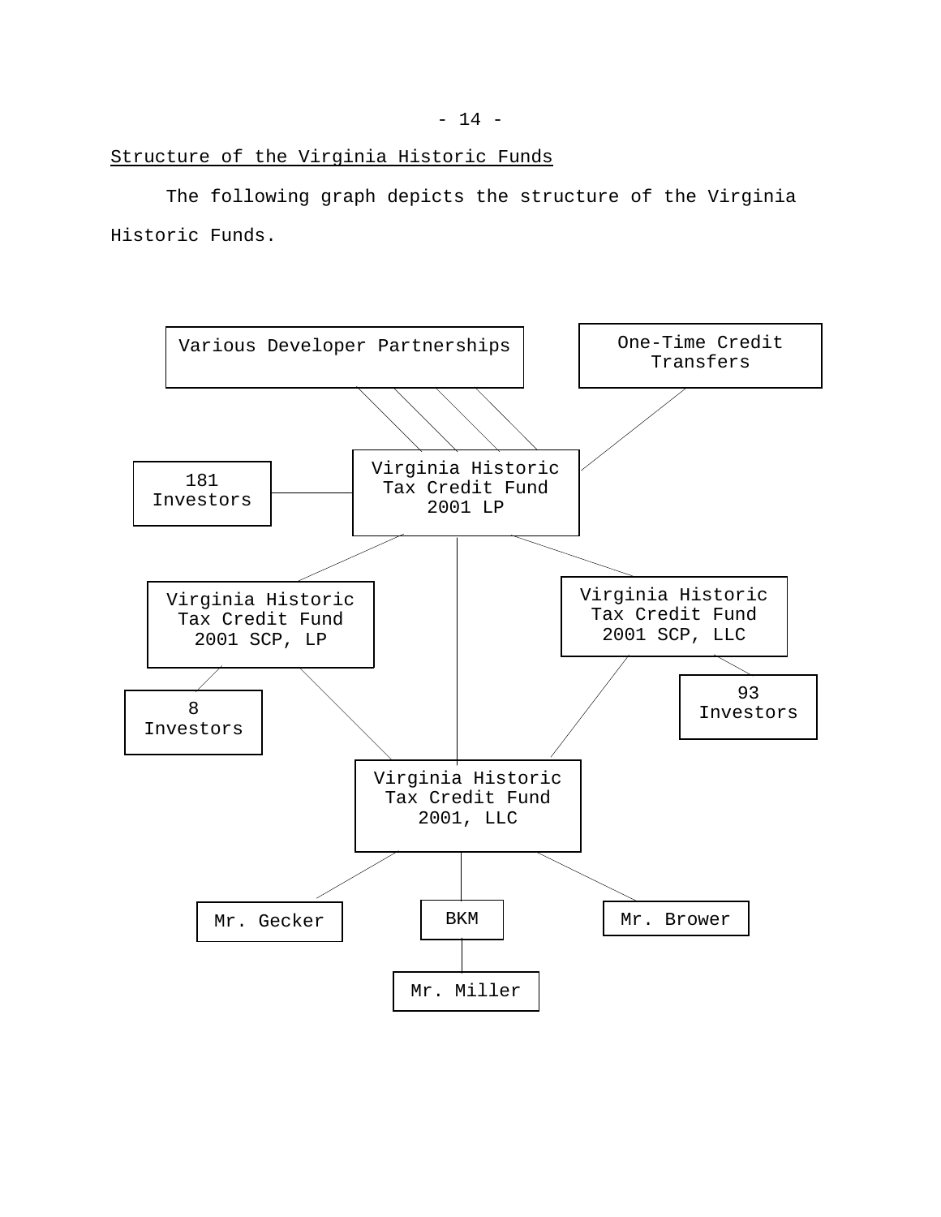Structure of the Virginia Historic Funds

The following graph depicts the structure of the Virginia Historic Funds.

Various Developer Partnerships

One-Time Credit Transfers

181 Investors

Virginia Historic Tax Credit Fund 2001 LP

Virginia Historic Tax Credit Fund 2001 SCP, LP

Virginia Historic Tax Credit Fund 2001 SCP, LLC

8 Investors

93 Investors

Virginia Historic Tax Credit Fund 2001, LLC

Mr. Gecker

BKM

Mr. Brower

Mr. Miller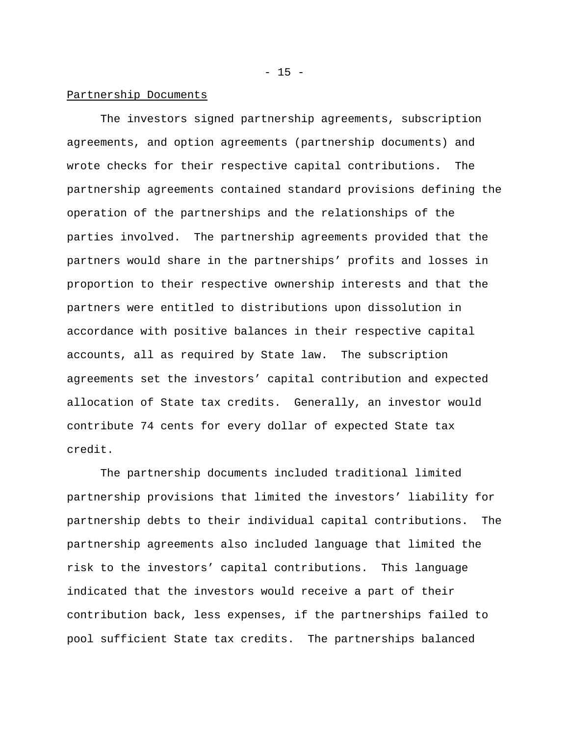Partnership Documents

The investors signed partnership agreements, subscription agreements, and option agreements (partnership documents) and wrote checks for their respective capital contributions. The partnership agreements contained standard provisions defining the operation of the partnerships and the relationships of the parties involved. The partnership agreements provided that the partners would share in the partnerships' profits and losses in proportion to their respective ownership interests and that the partners were entitled to distributions upon dissolution in accordance with positive balances in their respective capital accounts, all as required by State law. The subscription agreements set the investors' capital contribution and expected allocation of State tax credits. Generally, an investor would contribute 74 cents for every dollar of expected State tax credit.

The partnership documents included traditional limited partnership provisions that limited the investors' liability for partnership debts to their individual capital contributions. The partnership agreements also included language that limited the risk to the investors' capital contributions. This language indicated that the investors would receive a part of their contribution back, less expenses, if the partnerships failed to pool sufficient State tax credits. The partnerships balanced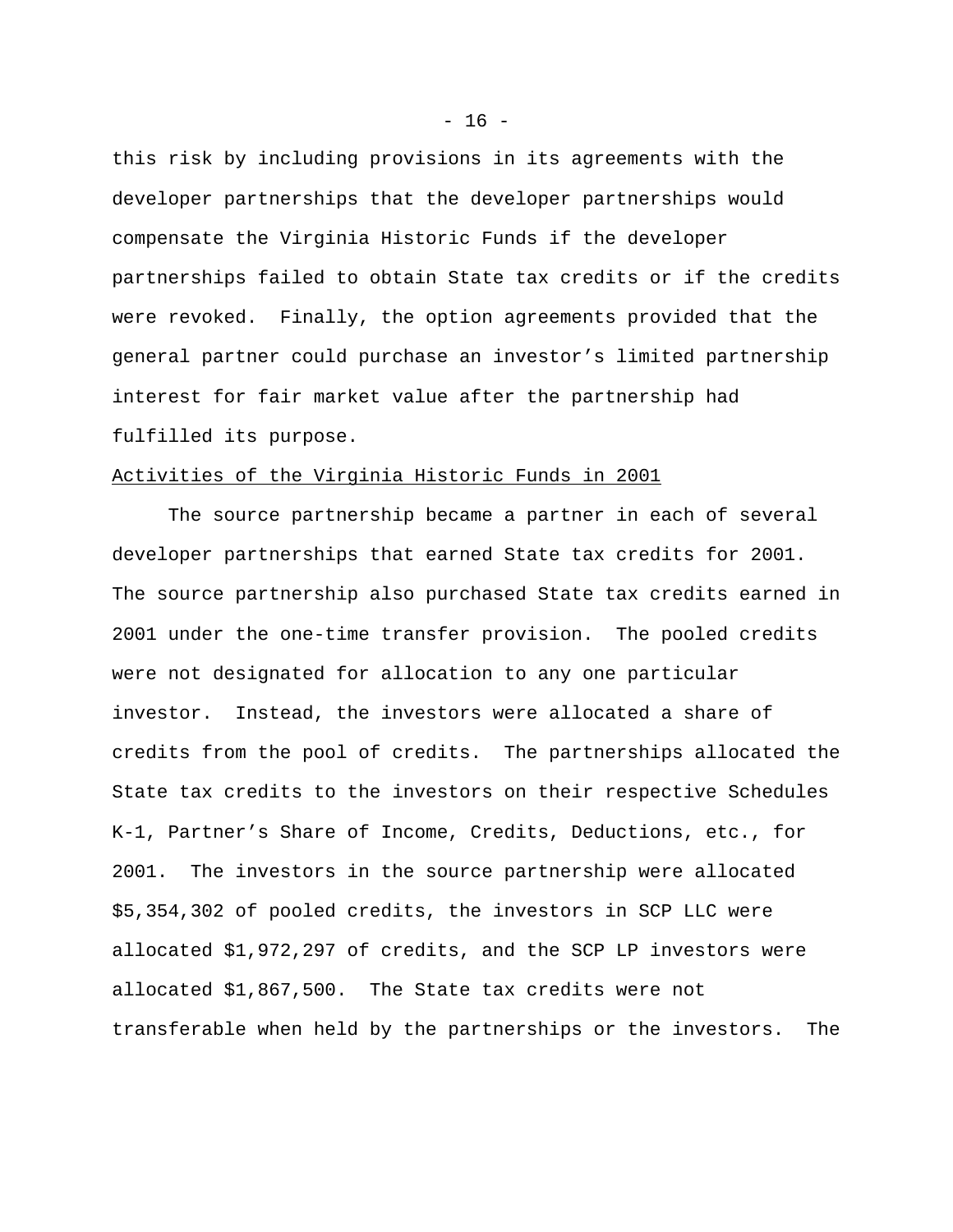this risk by including provisions in its agreements with the developer partnerships that the developer partnerships would compensate the Virginia Historic Funds if the developer partnerships failed to obtain State tax credits or if the credits were revoked. Finally, the option agreements provided that the general partner could purchase an investor's limited partnership interest for fair market value after the partnership had fulfilled its purpose.

<u>Activities of the Virginia Historic Funds in 2001</u>

The source partnership became a partner in each of several developer partnerships that earned State tax credits for 2001. The source partnership also purchased State tax credits earned in 2001 under the one-time transfer provision. The pooled credits were not designated for allocation to any one particular investor. Instead, the investors were allocated a share of credits from the pool of credits. The partnerships allocated the State tax credits to the investors on their respective Schedules K-1, Partner's Share of Income, Credits, Deductions, etc., for 2001. The investors in the source partnership were allocated $5,354,302 of pooled credits, the investors in SCP LLC were allocated $1,972,297 of credits, and the SCP LP investors were allocated $1,867,500. The State tax credits were not transferable when held by the partnerships or the investors. The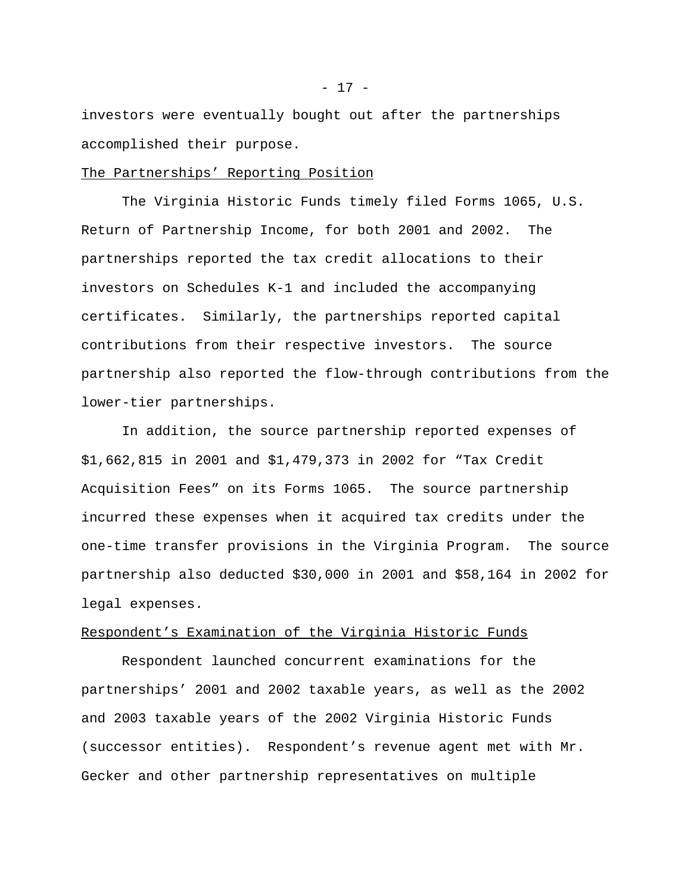investors were eventually bought out after the partnerships accomplished their purpose.

The Partnerships’ Reporting Position

The Virginia Historic Funds timely filed Forms 1065, U.S. Return of Partnership Income, for both 2001 and 2002. The partnerships reported the tax credit allocations to their investors on Schedules K-1 and included the accompanying certificates. Similarly, the partnerships reported capital contributions from their respective investors. The source partnership also reported the flow-through contributions from the lower-tier partnerships.

In addition, the source partnership reported expenses of $1,662,815 in 2001 and $1,479,373 in 2002 for “Tax Credit Acquisition Fees” on its Forms 1065. The source partnership incurred these expenses when it acquired tax credits under the one-time transfer provisions in the Virginia Program. The source partnership also deducted $30,000 in 2001 and $58,164 in 2002 for legal expenses.

Respondent’s Examination of the Virginia Historic Funds

Respondent launched concurrent examinations for the partnerships’ 2001 and 2002 taxable years, as well as the 2002 and 2003 taxable years of the 2002 Virginia Historic Funds (successor entities). Respondent’s revenue agent met with Mr. Gecker and other partnership representatives on multiple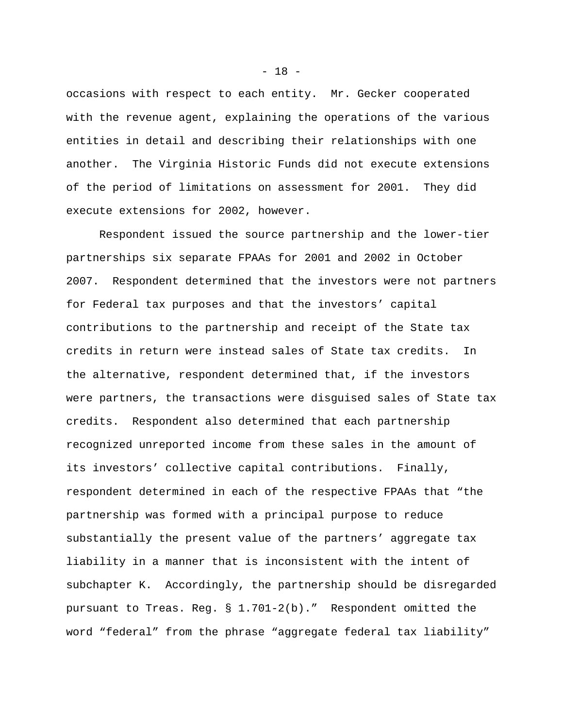occasions with respect to each entity. Mr. Gecker cooperated with the revenue agent, explaining the operations of the various entities in detail and describing their relationships with one another. The Virginia Historic Funds did not execute extensions of the period of limitations on assessment for 2001. They did execute extensions for 2002, however.

Respondent issued the source partnership and the lower-tier partnerships six separate FPAAs for 2001 and 2002 in October 2007. Respondent determined that the investors were not partners for Federal tax purposes and that the investors' capital contributions to the partnership and receipt of the State tax credits in return were instead sales of State tax credits. In the alternative, respondent determined that, if the investors were partners, the transactions were disguised sales of State tax credits. Respondent also determined that each partnership recognized unreported income from these sales in the amount of its investors' collective capital contributions. Finally, respondent determined in each of the respective FPAAs that "the partnership was formed with a principal purpose to reduce substantially the present value of the partners' aggregate tax liability in a manner that is inconsistent with the intent of subchapter K. Accordingly, the partnership should be disregarded pursuant to Treas. Reg. § 1.701-2(b)." Respondent omitted the word "federal" from the phrase "aggregate federal tax liability"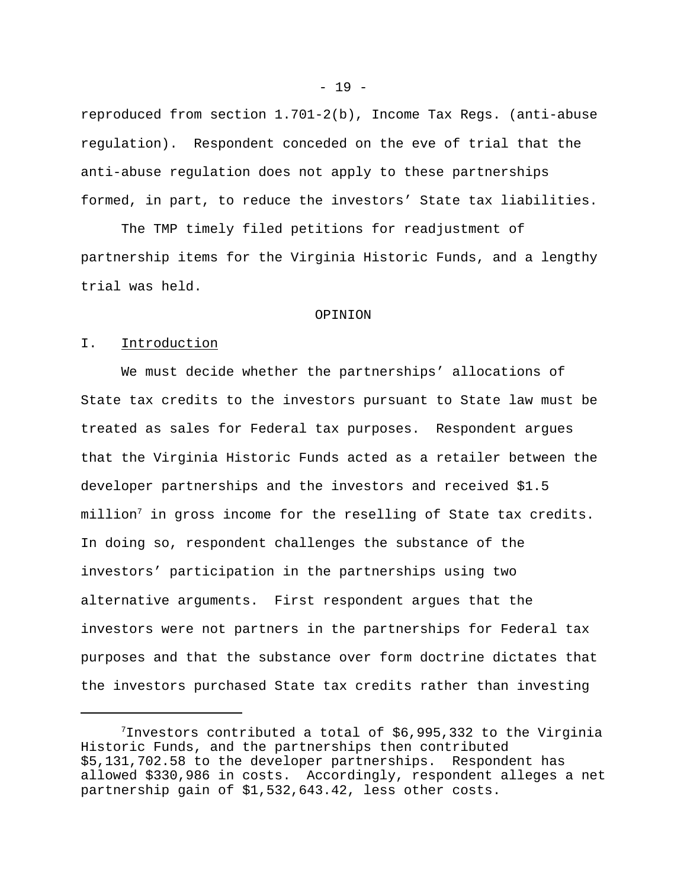reproduced from section 1.701-2(b), Income Tax Regs. (anti-abuse regulation). Respondent conceded on the eve of trial that the anti-abuse regulation does not apply to these partnerships formed, in part, to reduce the investors' State tax liabilities.

The TMP timely filed petitions for readjustment of partnership items for the Virginia Historic Funds, and a lengthy trial was held.

## OPINION

### I. Introduction

We must decide whether the partnerships' allocations of State tax credits to the investors pursuant to State law must be treated as sales for Federal tax purposes. Respondent argues that the Virginia Historic Funds acted as a retailer between the developer partnerships and the investors and received $1.5 million[7] in gross income for the reselling of State tax credits. In doing so, respondent challenges the substance of the investors' participation in the partnerships using two alternative arguments. First respondent argues that the investors were not partners in the partnerships for Federal tax purposes and that the substance over form doctrine dictates that the investors purchased State tax credits rather than investing

---

[7]Investors contributed a total of $6,995,332 to the Virginia Historic Funds, and the partnerships then contributed $5,131,702.58 to the developer partnerships. Respondent has allowed $330,986 in costs. Accordingly, respondent alleges a net partnership gain of $1,532,643.42, less other costs.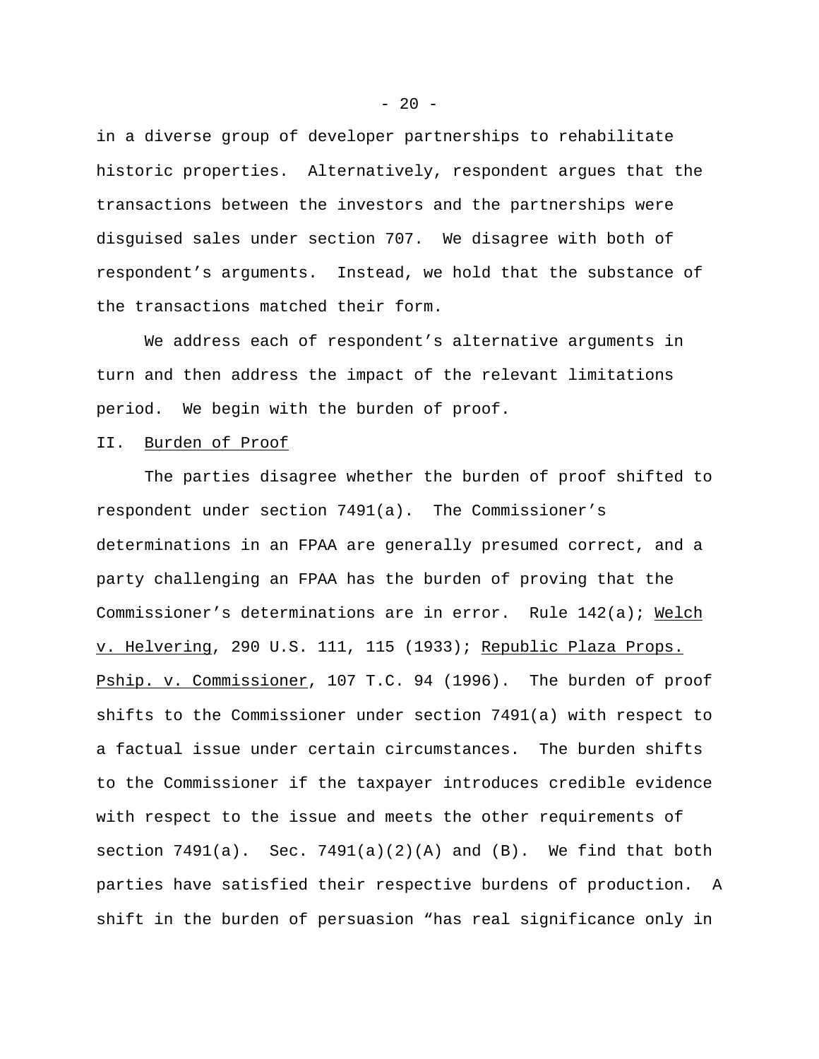in a diverse group of developer partnerships to rehabilitate historic properties. Alternatively, respondent argues that the transactions between the investors and the partnerships were disguised sales under section 707. We disagree with both of respondent's arguments. Instead, we hold that the substance of the transactions matched their form.

We address each of respondent's alternative arguments in turn and then address the impact of the relevant limitations period. We begin with the burden of proof.

## II. Burden of Proof

The parties disagree whether the burden of proof shifted to respondent under section 7491(a). The Commissioner's determinations in an FPAA are generally presumed correct, and a party challenging an FPAA has the burden of proving that the Commissioner's determinations are in error. Rule 142(a); Welch v. Helvering, 290 U.S. 111, 115 (1933); Republic Plaza Props. Pship. v. Commissioner, 107 T.C. 94 (1996). The burden of proof shifts to the Commissioner under section 7491(a) with respect to a factual issue under certain circumstances. The burden shifts to the Commissioner if the taxpayer introduces credible evidence with respect to the issue and meets the other requirements of section 7491(a). Sec. 7491(a)(2)(A) and (B). We find that both parties have satisfied their respective burdens of production. A shift in the burden of persuasion "has real significance only in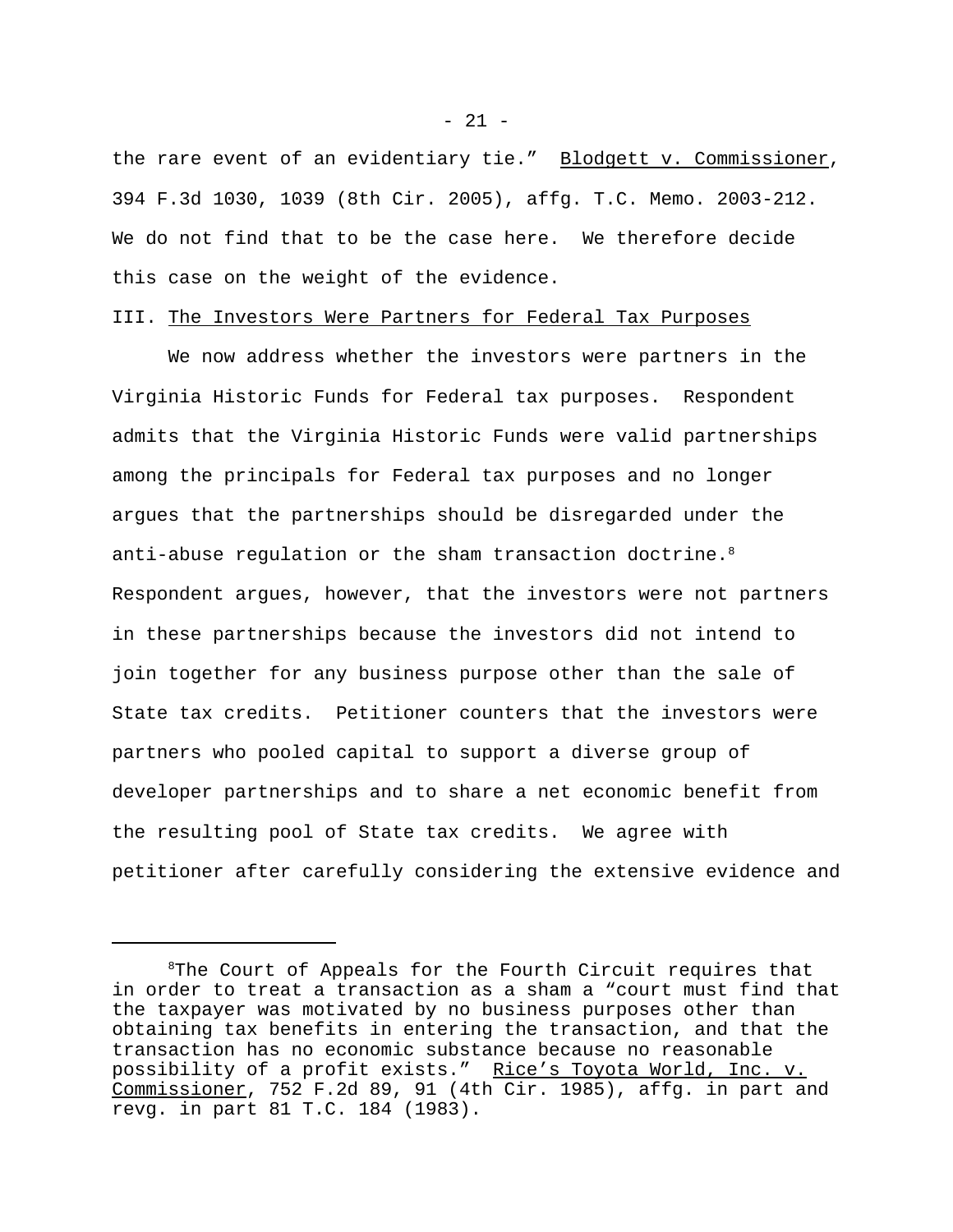the rare event of an evidentiary tie." Blodgett v. Commissioner, 394 F.3d 1030, 1039 (8th Cir. 2005), affg. T.C. Memo. 2003-212. We do not find that to be the case here. We therefore decide this case on the weight of the evidence.

## III. The Investors Were Partners for Federal Tax Purposes

We now address whether the investors were partners in the Virginia Historic Funds for Federal tax purposes. Respondent admits that the Virginia Historic Funds were valid partnerships among the principals for Federal tax purposes and no longer argues that the partnerships should be disregarded under the anti-abuse regulation or the sham transaction doctrine.[8] Respondent argues, however, that the investors were not partners in these partnerships because the investors did not intend to join together for any business purpose other than the sale of State tax credits. Petitioner counters that the investors were partners who pooled capital to support a diverse group of developer partnerships and to share a net economic benefit from the resulting pool of State tax credits. We agree with petitioner after carefully considering the extensive evidence and

---

[8]The Court of Appeals for the Fourth Circuit requires that in order to treat a transaction as a sham a "court must find that the taxpayer was motivated by no business purposes other than obtaining tax benefits in entering the transaction, and that the transaction has no economic substance because no reasonable possibility of a profit exists." Rice's Toyota World, Inc. v. Commissioner, 752 F.2d 89, 91 (4th Cir. 1985), affg. in part and revg. in part 81 T.C. 184 (1983).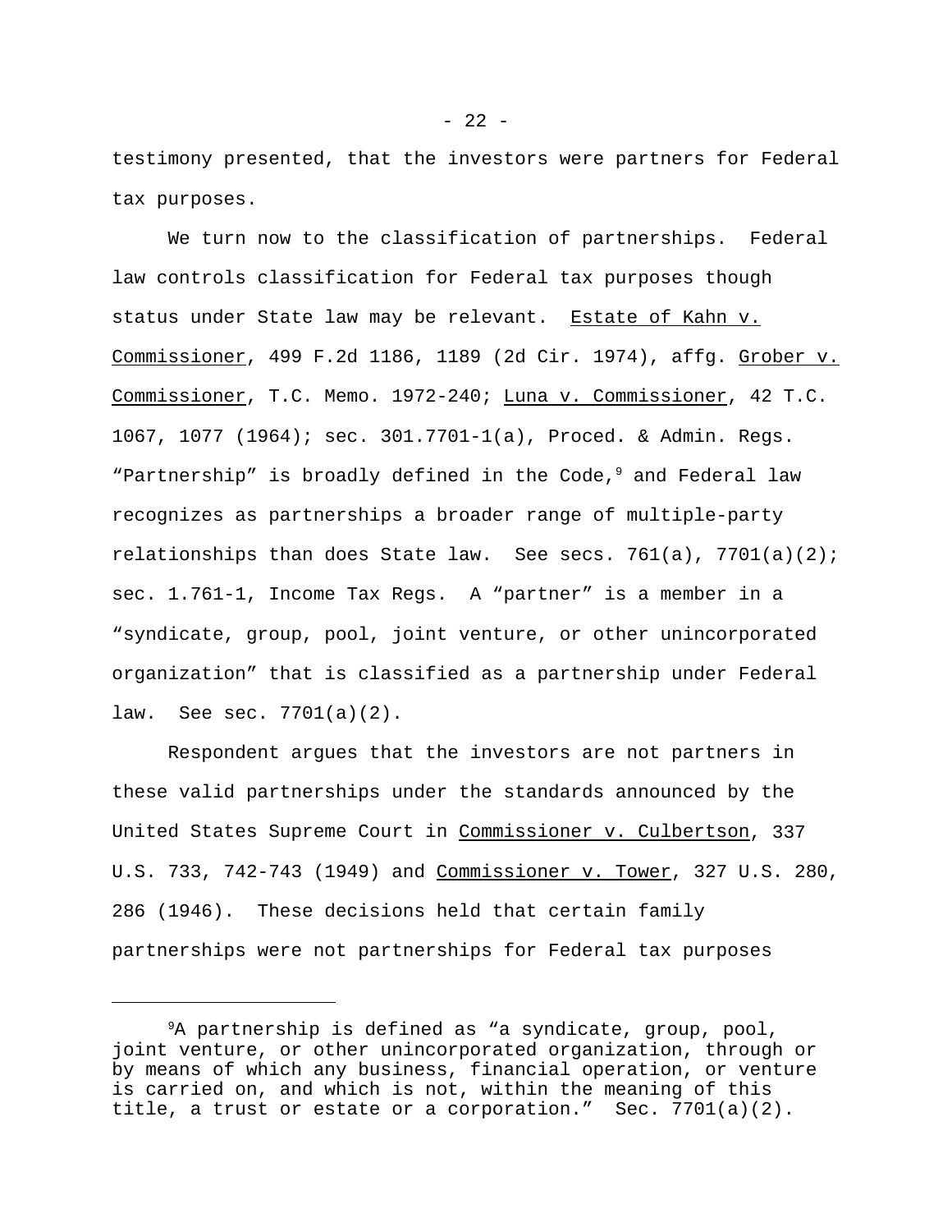testimony presented, that the investors were partners for Federal tax purposes.

We turn now to the classification of partnerships. Federal law controls classification for Federal tax purposes though status under State law may be relevant. Estate of Kahn v. Commissioner, 499 F.2d 1186, 1189 (2d Cir. 1974), affg. Grober v. Commissioner, T.C. Memo. 1972-240; Luna v. Commissioner, 42 T.C. 1067, 1077 (1964); sec. 301.7701-1(a), Proced. & Admin. Regs. "Partnership" is broadly defined in the Code,[9] and Federal law recognizes as partnerships a broader range of multiple-party relationships than does State law. See secs. 761(a), 7701(a)(2); sec. 1.761-1, Income Tax Regs. A "partner" is a member in a "syndicate, group, pool, joint venture, or other unincorporated organization" that is classified as a partnership under Federal law. See sec. 7701(a)(2).

Respondent argues that the investors are not partners in these valid partnerships under the standards announced by the United States Supreme Court in Commissioner v. Culbertson, 337 U.S. 733, 742-743 (1949) and Commissioner v. Tower, 327 U.S. 280, 286 (1946). These decisions held that certain family partnerships were not partnerships for Federal tax purposes

---

[9]A partnership is defined as "a syndicate, group, pool, joint venture, or other unincorporated organization, through or by means of which any business, financial operation, or venture is carried on, and which is not, within the meaning of this title, a trust or estate or a corporation." Sec. 7701(a)(2).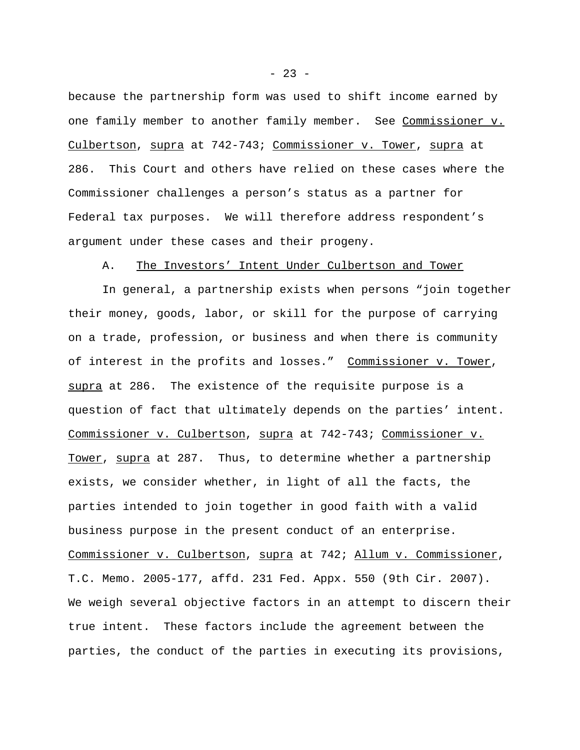because the partnership form was used to shift income earned by one family member to another family member. See Commissioner v. Culbertson, supra at 742-743; Commissioner v. Tower, supra at 286. This Court and others have relied on these cases where the Commissioner challenges a person's status as a partner for Federal tax purposes. We will therefore address respondent's argument under these cases and their progeny.

A. The Investors' Intent Under Culbertson and Tower

In general, a partnership exists when persons "join together their money, goods, labor, or skill for the purpose of carrying on a trade, profession, or business and when there is community of interest in the profits and losses." Commissioner v. Tower, supra at 286. The existence of the requisite purpose is a question of fact that ultimately depends on the parties' intent. Commissioner v. Culbertson, supra at 742-743; Commissioner v. Tower, supra at 287. Thus, to determine whether a partnership exists, we consider whether, in light of all the facts, the parties intended to join together in good faith with a valid business purpose in the present conduct of an enterprise. Commissioner v. Culbertson, supra at 742; Allum v. Commissioner, T.C. Memo. 2005-177, affd. 231 Fed. Appx. 550 (9th Cir. 2007). We weigh several objective factors in an attempt to discern their true intent. These factors include the agreement between the parties, the conduct of the parties in executing its provisions,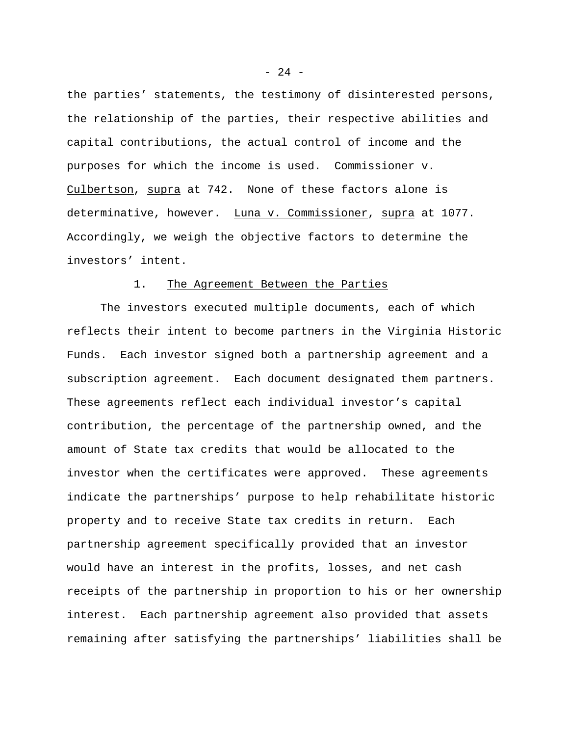the parties' statements, the testimony of disinterested persons, the relationship of the parties, their respective abilities and capital contributions, the actual control of income and the purposes for which the income is used. Commissioner v. Culbertson, supra at 742. None of these factors alone is determinative, however. Luna v. Commissioner, supra at 1077. Accordingly, we weigh the objective factors to determine the investors' intent.

1. The Agreement Between the Parties

The investors executed multiple documents, each of which reflects their intent to become partners in the Virginia Historic Funds. Each investor signed both a partnership agreement and a subscription agreement. Each document designated them partners. These agreements reflect each individual investor's capital contribution, the percentage of the partnership owned, and the amount of State tax credits that would be allocated to the investor when the certificates were approved. These agreements indicate the partnerships' purpose to help rehabilitate historic property and to receive State tax credits in return. Each partnership agreement specifically provided that an investor would have an interest in the profits, losses, and net cash receipts of the partnership in proportion to his or her ownership interest. Each partnership agreement also provided that assets remaining after satisfying the partnerships' liabilities shall be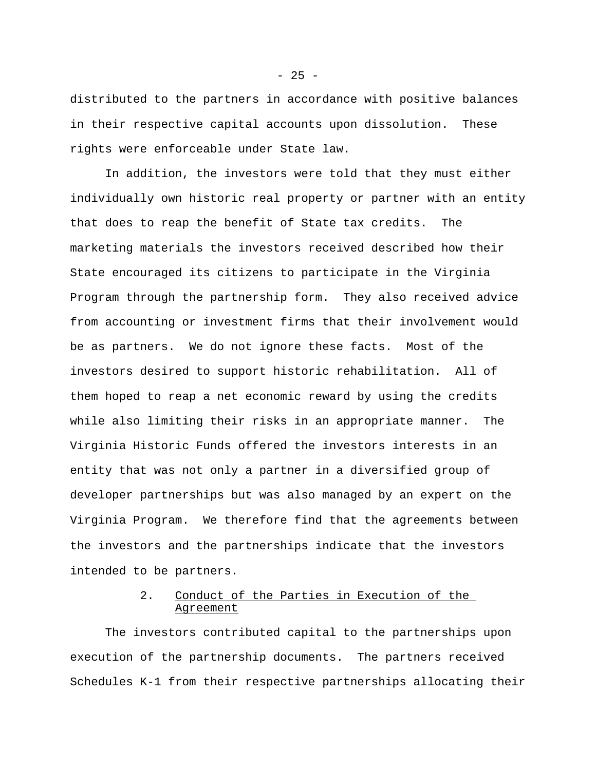distributed to the partners in accordance with positive balances in their respective capital accounts upon dissolution. These rights were enforceable under State law.

In addition, the investors were told that they must either individually own historic real property or partner with an entity that does to reap the benefit of State tax credits. The marketing materials the investors received described how their State encouraged its citizens to participate in the Virginia Program through the partnership form. They also received advice from accounting or investment firms that their involvement would be as partners. We do not ignore these facts. Most of the investors desired to support historic rehabilitation. All of them hoped to reap a net economic reward by using the credits while also limiting their risks in an appropriate manner. The Virginia Historic Funds offered the investors interests in an entity that was not only a partner in a diversified group of developer partnerships but was also managed by an expert on the Virginia Program. We therefore find that the agreements between the investors and the partnerships indicate that the investors intended to be partners.

### 2. Conduct of the Parties in Execution of the Agreement

The investors contributed capital to the partnerships upon execution of the partnership documents. The partners received Schedules K-1 from their respective partnerships allocating their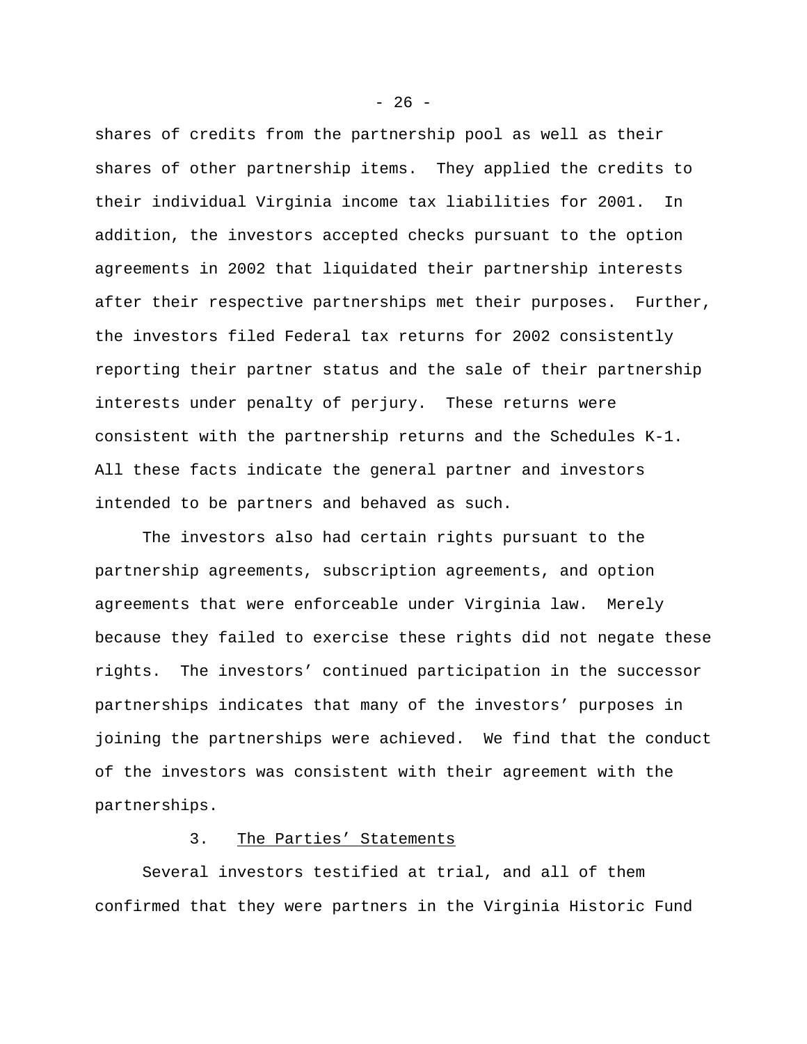shares of credits from the partnership pool as well as their shares of other partnership items. They applied the credits to their individual Virginia income tax liabilities for 2001. In addition, the investors accepted checks pursuant to the option agreements in 2002 that liquidated their partnership interests after their respective partnerships met their purposes. Further, the investors filed Federal tax returns for 2002 consistently reporting their partner status and the sale of their partnership interests under penalty of perjury. These returns were consistent with the partnership returns and the Schedules K-1. All these facts indicate the general partner and investors intended to be partners and behaved as such.

The investors also had certain rights pursuant to the partnership agreements, subscription agreements, and option agreements that were enforceable under Virginia law. Merely because they failed to exercise these rights did not negate these rights. The investors' continued participation in the successor partnerships indicates that many of the investors' purposes in joining the partnerships were achieved. We find that the conduct of the investors was consistent with their agreement with the partnerships.

### 3. The Parties' Statements

Several investors testified at trial, and all of them confirmed that they were partners in the Virginia Historic Fund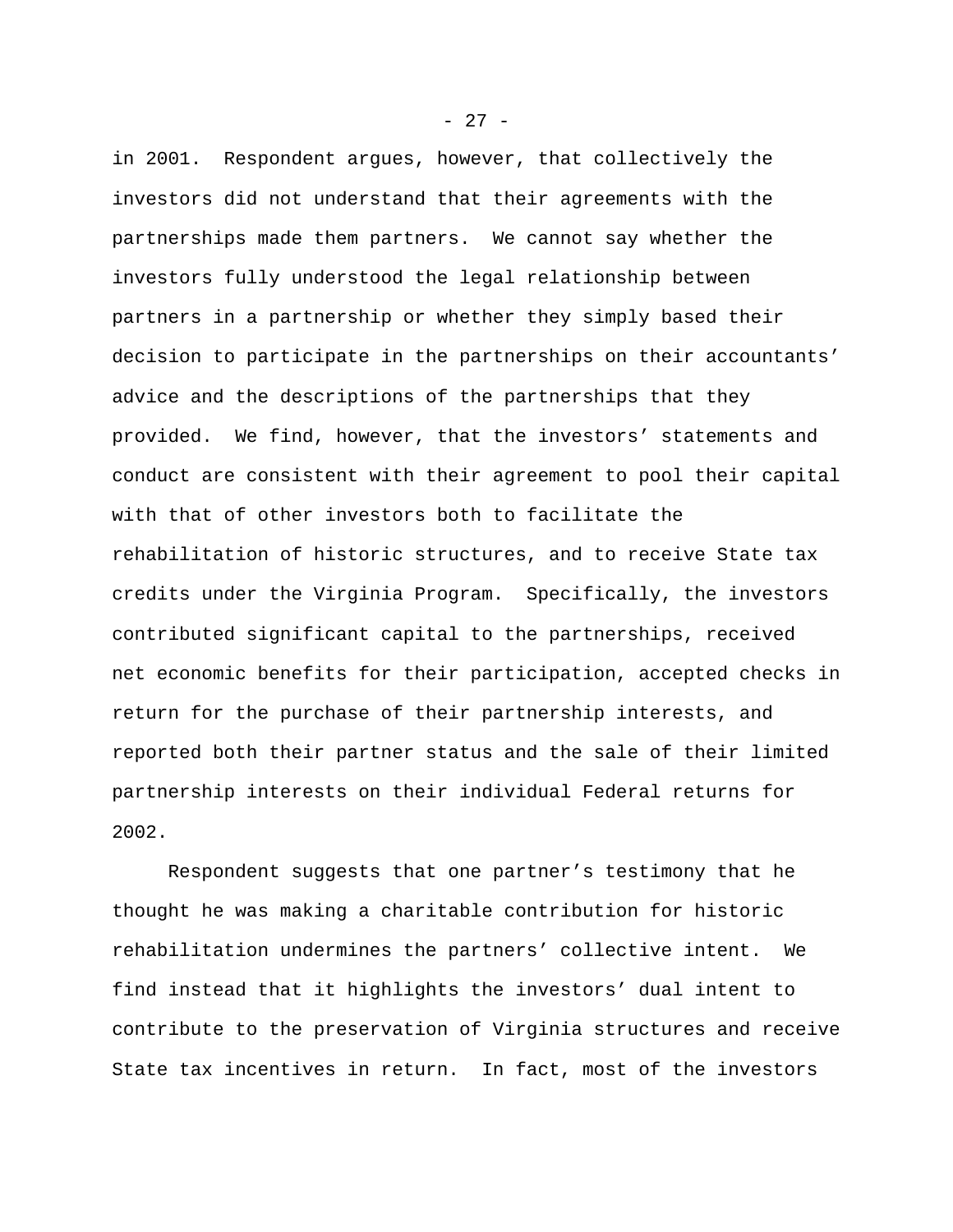in 2001. Respondent argues, however, that collectively the investors did not understand that their agreements with the partnerships made them partners. We cannot say whether the investors fully understood the legal relationship between partners in a partnership or whether they simply based their decision to participate in the partnerships on their accountants' advice and the descriptions of the partnerships that they provided. We find, however, that the investors' statements and conduct are consistent with their agreement to pool their capital with that of other investors both to facilitate the rehabilitation of historic structures, and to receive State tax credits under the Virginia Program. Specifically, the investors contributed significant capital to the partnerships, received net economic benefits for their participation, accepted checks in return for the purchase of their partnership interests, and reported both their partner status and the sale of their limited partnership interests on their individual Federal returns for 2002.

Respondent suggests that one partner's testimony that he thought he was making a charitable contribution for historic rehabilitation undermines the partners' collective intent. We find instead that it highlights the investors' dual intent to contribute to the preservation of Virginia structures and receive State tax incentives in return. In fact, most of the investors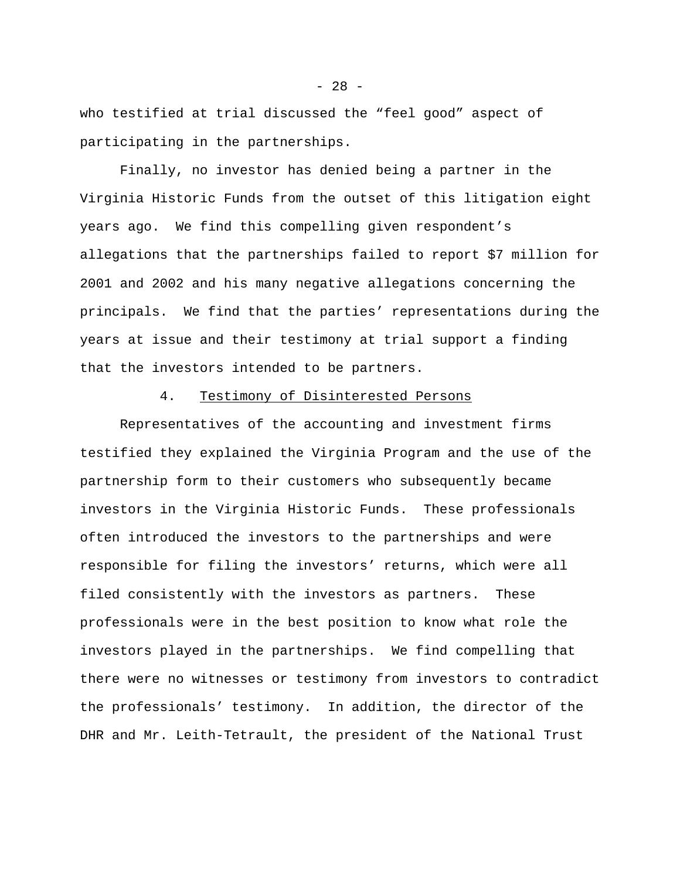who testified at trial discussed the “feel good” aspect of participating in the partnerships.

Finally, no investor has denied being a partner in the Virginia Historic Funds from the outset of this litigation eight years ago. We find this compelling given respondent’s allegations that the partnerships failed to report $7 million for 2001 and 2002 and his many negative allegations concerning the principals. We find that the parties’ representations during the years at issue and their testimony at trial support a finding that the investors intended to be partners.

4. Testimony of Disinterested Persons

Representatives of the accounting and investment firms testified they explained the Virginia Program and the use of the partnership form to their customers who subsequently became investors in the Virginia Historic Funds. These professionals often introduced the investors to the partnerships and were responsible for filing the investors’ returns, which were all filed consistently with the investors as partners. These professionals were in the best position to know what role the investors played in the partnerships. We find compelling that there were no witnesses or testimony from investors to contradict the professionals’ testimony. In addition, the director of the DHR and Mr. Leith-Tetrault, the president of the National Trust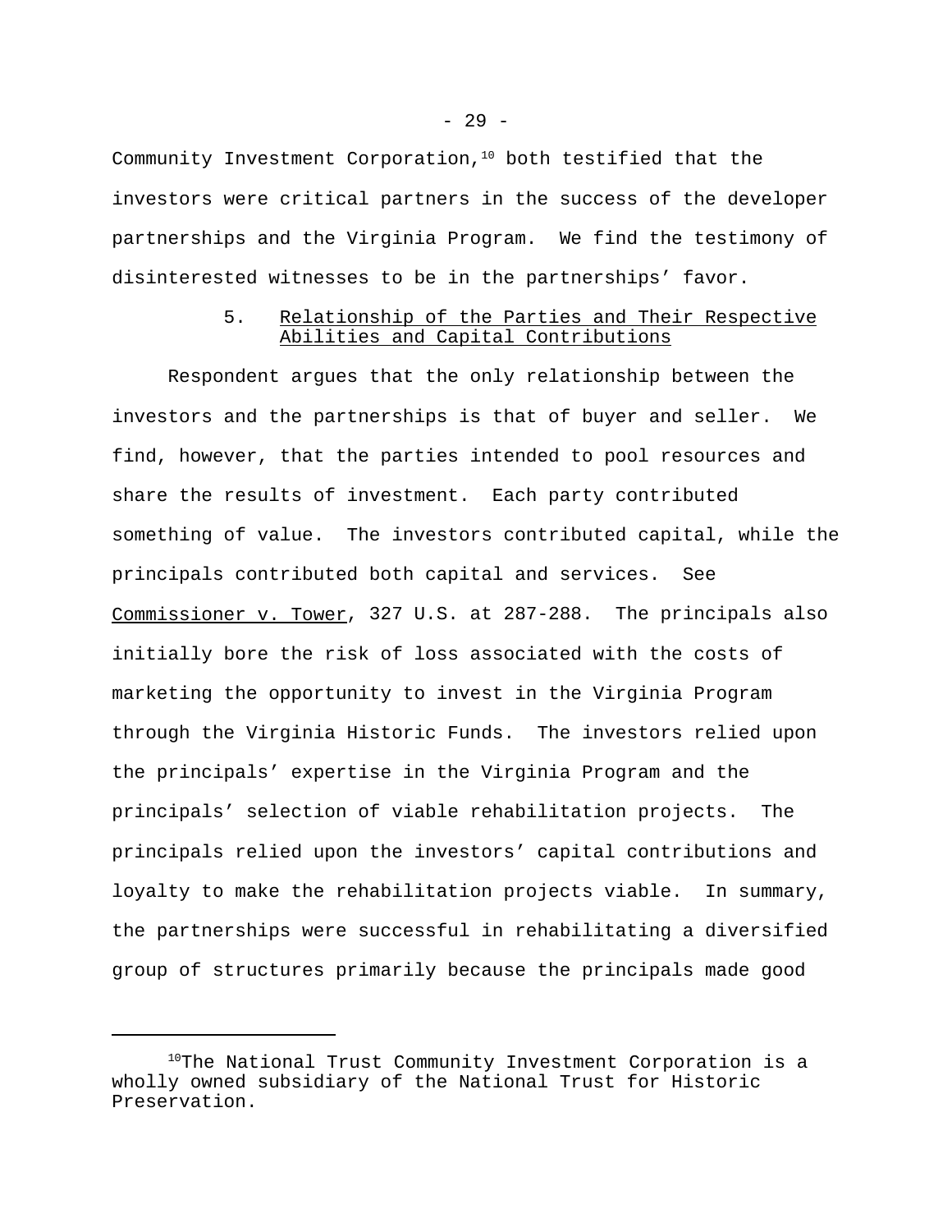Community Investment Corporation,[10] both testified that the investors were critical partners in the success of the developer partnerships and the Virginia Program. We find the testimony of disinterested witnesses to be in the partnerships' favor.

### 5. Relationship of the Parties and Their Respective Abilities and Capital Contributions

Respondent argues that the only relationship between the investors and the partnerships is that of buyer and seller. We find, however, that the parties intended to pool resources and share the results of investment. Each party contributed something of value. The investors contributed capital, while the principals contributed both capital and services. See Commissioner v. Tower, 327 U.S. at 287-288. The principals also initially bore the risk of loss associated with the costs of marketing the opportunity to invest in the Virginia Program through the Virginia Historic Funds. The investors relied upon the principals' expertise in the Virginia Program and the principals' selection of viable rehabilitation projects. The principals relied upon the investors' capital contributions and loyalty to make the rehabilitation projects viable. In summary, the partnerships were successful in rehabilitating a diversified group of structures primarily because the principals made good

---

[10] The National Trust Community Investment Corporation is a wholly owned subsidiary of the National Trust for Historic Preservation.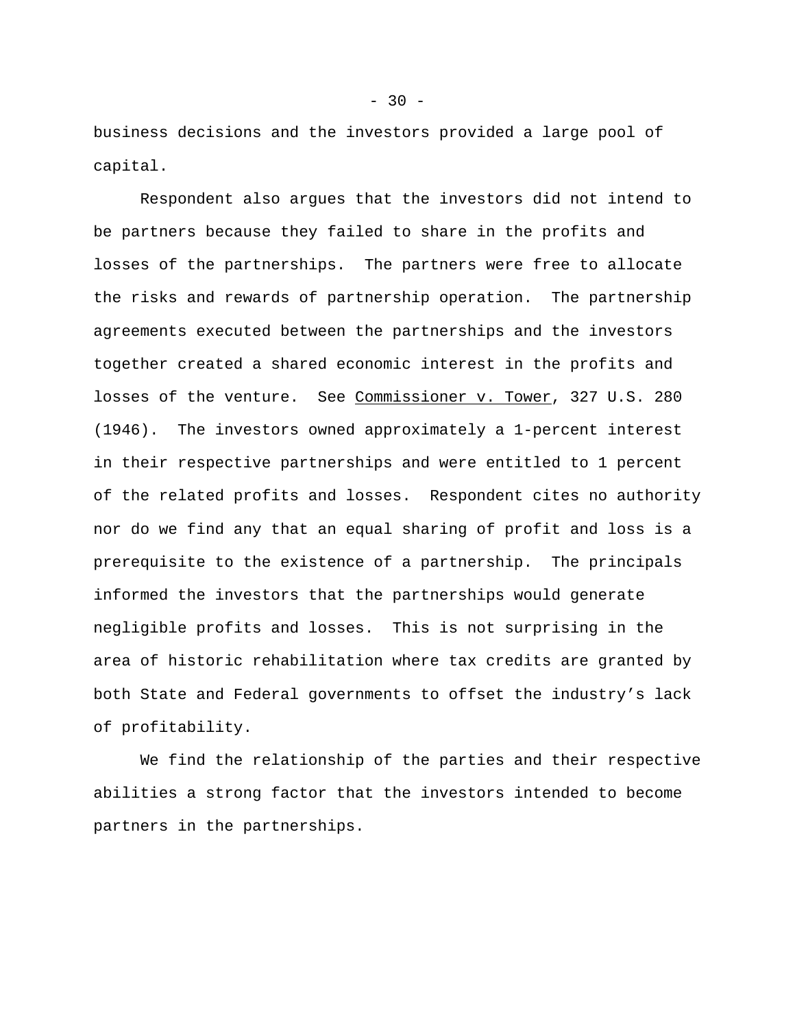business decisions and the investors provided a large pool of capital.

Respondent also argues that the investors did not intend to be partners because they failed to share in the profits and losses of the partnerships. The partners were free to allocate the risks and rewards of partnership operation. The partnership agreements executed between the partnerships and the investors together created a shared economic interest in the profits and losses of the venture. See Commissioner v. Tower, 327 U.S. 280 (1946). The investors owned approximately a 1-percent interest in their respective partnerships and were entitled to 1 percent of the related profits and losses. Respondent cites no authority nor do we find any that an equal sharing of profit and loss is a prerequisite to the existence of a partnership. The principals informed the investors that the partnerships would generate negligible profits and losses. This is not surprising in the area of historic rehabilitation where tax credits are granted by both State and Federal governments to offset the industry's lack of profitability.

We find the relationship of the parties and their respective abilities a strong factor that the investors intended to become partners in the partnerships.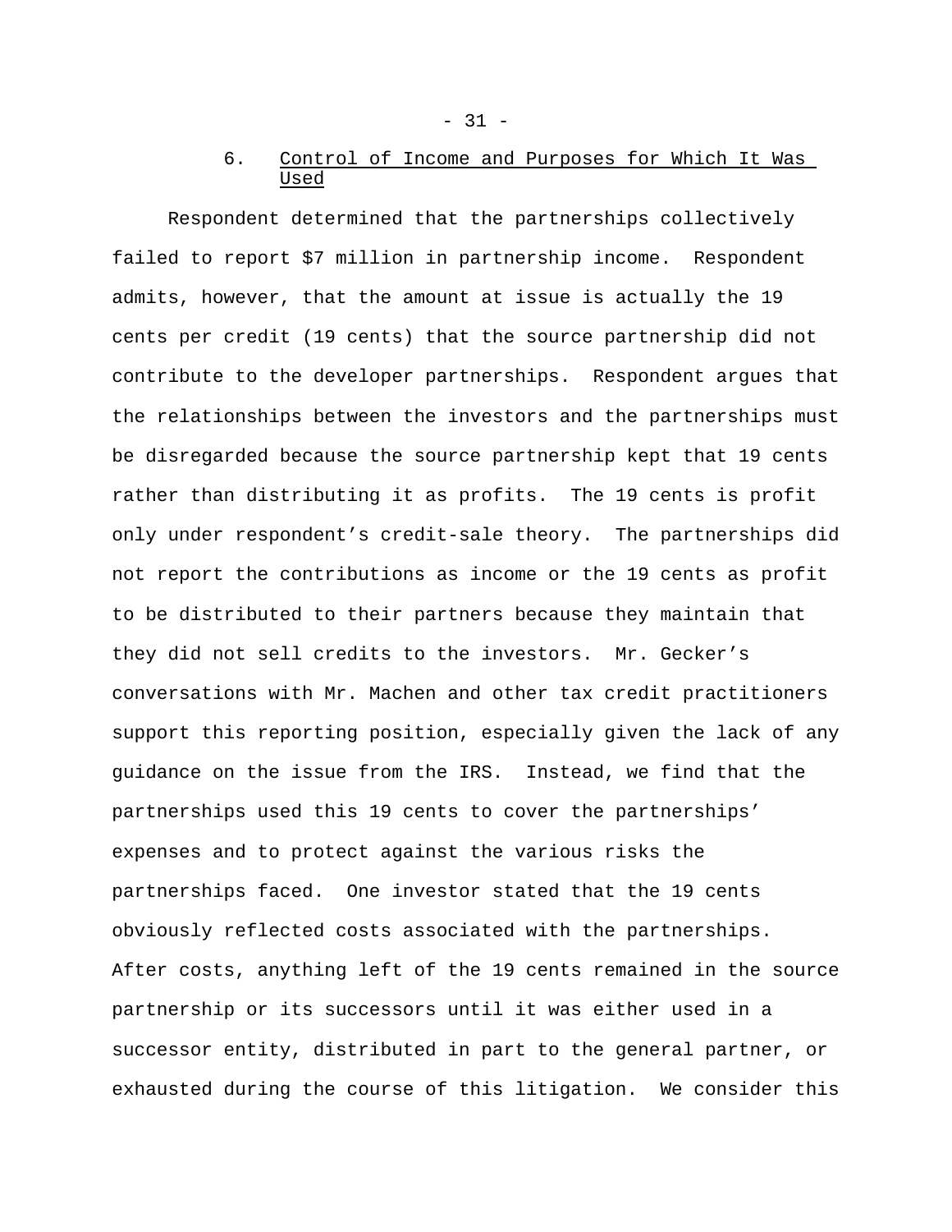### 6. Control of Income and Purposes for Which It Was Used

Respondent determined that the partnerships collectively failed to report $7 million in partnership income. Respondent admits, however, that the amount at issue is actually the 19 cents per credit (19 cents) that the source partnership did not contribute to the developer partnerships. Respondent argues that the relationships between the investors and the partnerships must be disregarded because the source partnership kept that 19 cents rather than distributing it as profits. The 19 cents is profit only under respondent's credit-sale theory. The partnerships did not report the contributions as income or the 19 cents as profit to be distributed to their partners because they maintain that they did not sell credits to the investors. Mr. Gecker's conversations with Mr. Machen and other tax credit practitioners support this reporting position, especially given the lack of any guidance on the issue from the IRS. Instead, we find that the partnerships used this 19 cents to cover the partnerships' expenses and to protect against the various risks the partnerships faced. One investor stated that the 19 cents obviously reflected costs associated with the partnerships. After costs, anything left of the 19 cents remained in the source partnership or its successors until it was either used in a successor entity, distributed in part to the general partner, or exhausted during the course of this litigation. We consider this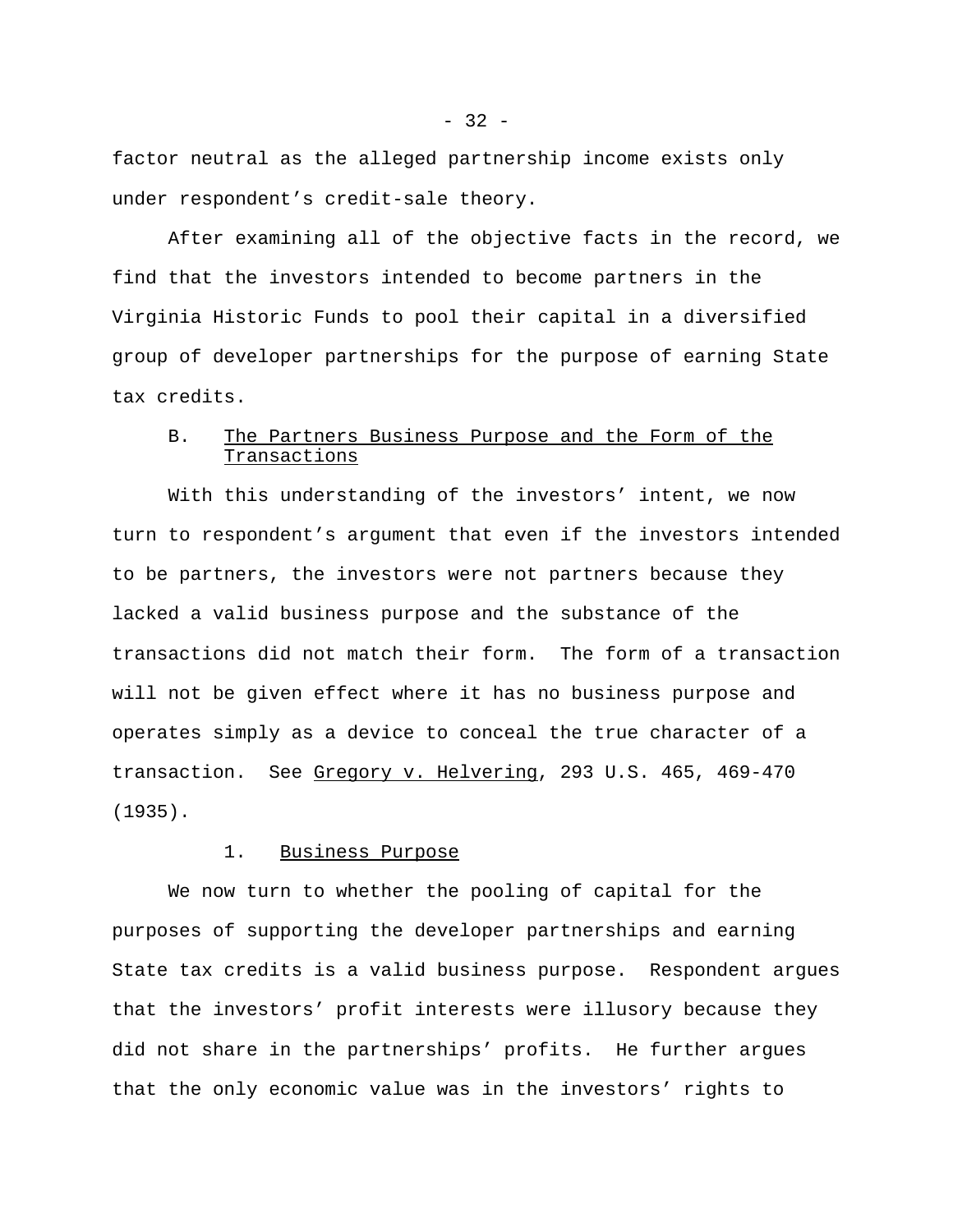factor neutral as the alleged partnership income exists only under respondent's credit-sale theory.

After examining all of the objective facts in the record, we find that the investors intended to become partners in the Virginia Historic Funds to pool their capital in a diversified group of developer partnerships for the purpose of earning State tax credits.

### B. The Partners Business Purpose and the Form of the Transactions

With this understanding of the investors' intent, we now turn to respondent's argument that even if the investors intended to be partners, the investors were not partners because they lacked a valid business purpose and the substance of the transactions did not match their form. The form of a transaction will not be given effect where it has no business purpose and operates simply as a device to conceal the true character of a transaction. See Gregory v. Helvering, 293 U.S. 465, 469-470 (1935).

#### 1. Business Purpose

We now turn to whether the pooling of capital for the purposes of supporting the developer partnerships and earning State tax credits is a valid business purpose. Respondent argues that the investors' profit interests were illusory because they did not share in the partnerships' profits. He further argues that the only economic value was in the investors' rights to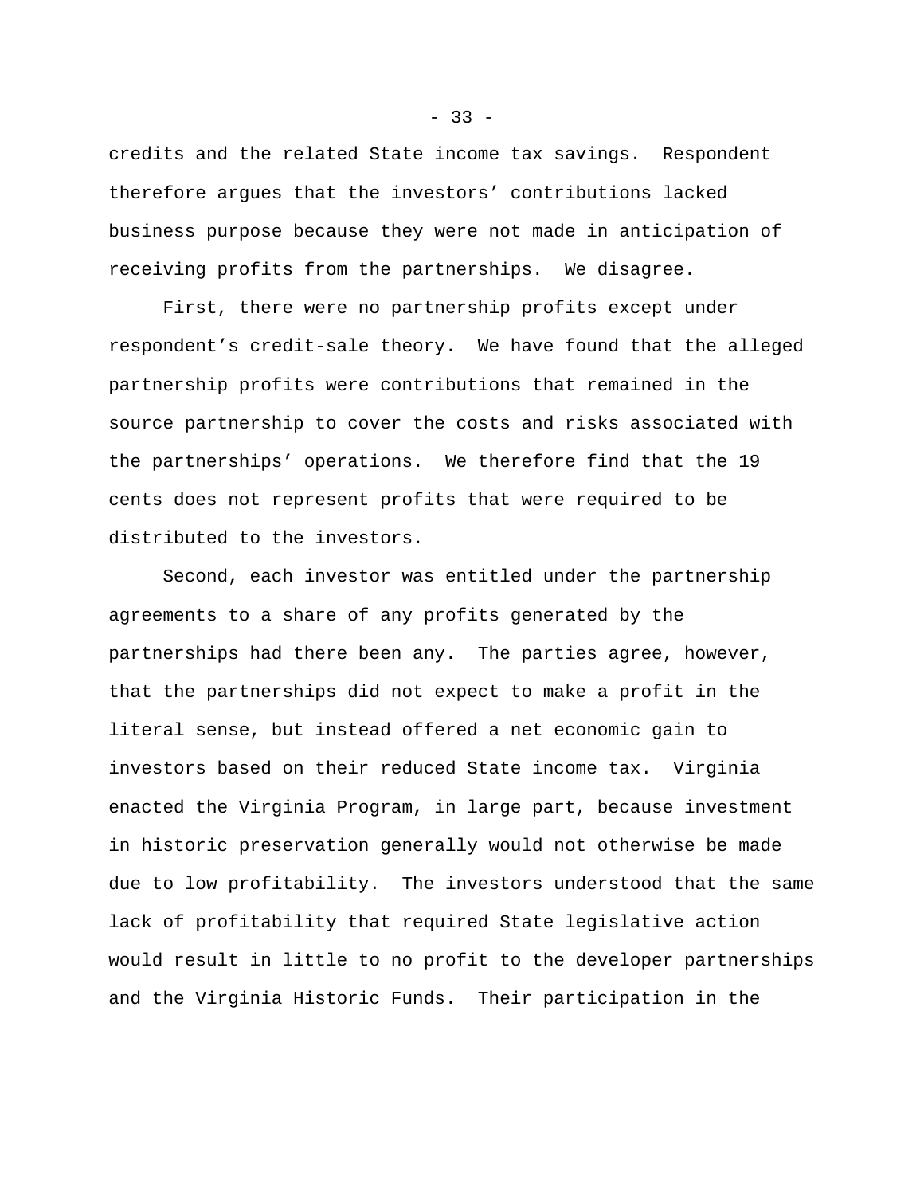credits and the related State income tax savings. Respondent therefore argues that the investors' contributions lacked business purpose because they were not made in anticipation of receiving profits from the partnerships. We disagree.

First, there were no partnership profits except under respondent's credit-sale theory. We have found that the alleged partnership profits were contributions that remained in the source partnership to cover the costs and risks associated with the partnerships' operations. We therefore find that the 19 cents does not represent profits that were required to be distributed to the investors.

Second, each investor was entitled under the partnership agreements to a share of any profits generated by the partnerships had there been any. The parties agree, however, that the partnerships did not expect to make a profit in the literal sense, but instead offered a net economic gain to investors based on their reduced State income tax. Virginia enacted the Virginia Program, in large part, because investment in historic preservation generally would not otherwise be made due to low profitability. The investors understood that the same lack of profitability that required State legislative action would result in little to no profit to the developer partnerships and the Virginia Historic Funds. Their participation in the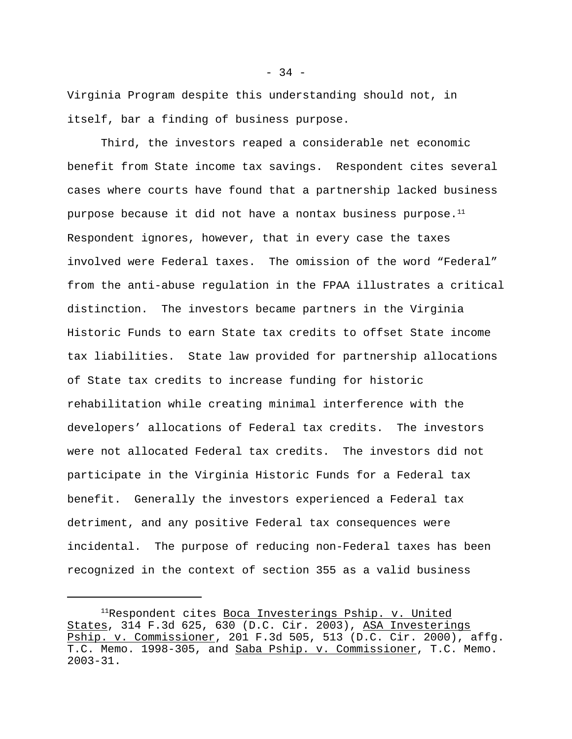Virginia Program despite this understanding should not, in itself, bar a finding of business purpose.

Third, the investors reaped a considerable net economic benefit from State income tax savings. Respondent cites several cases where courts have found that a partnership lacked business purpose because it did not have a nontax business purpose.[11] Respondent ignores, however, that in every case the taxes involved were Federal taxes. The omission of the word “Federal” from the anti-abuse regulation in the FPAA illustrates a critical distinction. The investors became partners in the Virginia Historic Funds to earn State tax credits to offset State income tax liabilities. State law provided for partnership allocations of State tax credits to increase funding for historic rehabilitation while creating minimal interference with the developers’ allocations of Federal tax credits. The investors were not allocated Federal tax credits. The investors did not participate in the Virginia Historic Funds for a Federal tax benefit. Generally the investors experienced a Federal tax detriment, and any positive Federal tax consequences were incidental. The purpose of reducing non-Federal taxes has been recognized in the context of section 355 as a valid business

---

[11]Respondent cites Boca Investerings Pship. v. United States, 314 F.3d 625, 630 (D.C. Cir. 2003), ASA Investerings Pship. v. Commissioner, 201 F.3d 505, 513 (D.C. Cir. 2000), affg. T.C. Memo. 1998-305, and Saba Pship. v. Commissioner, T.C. Memo. 2003-31.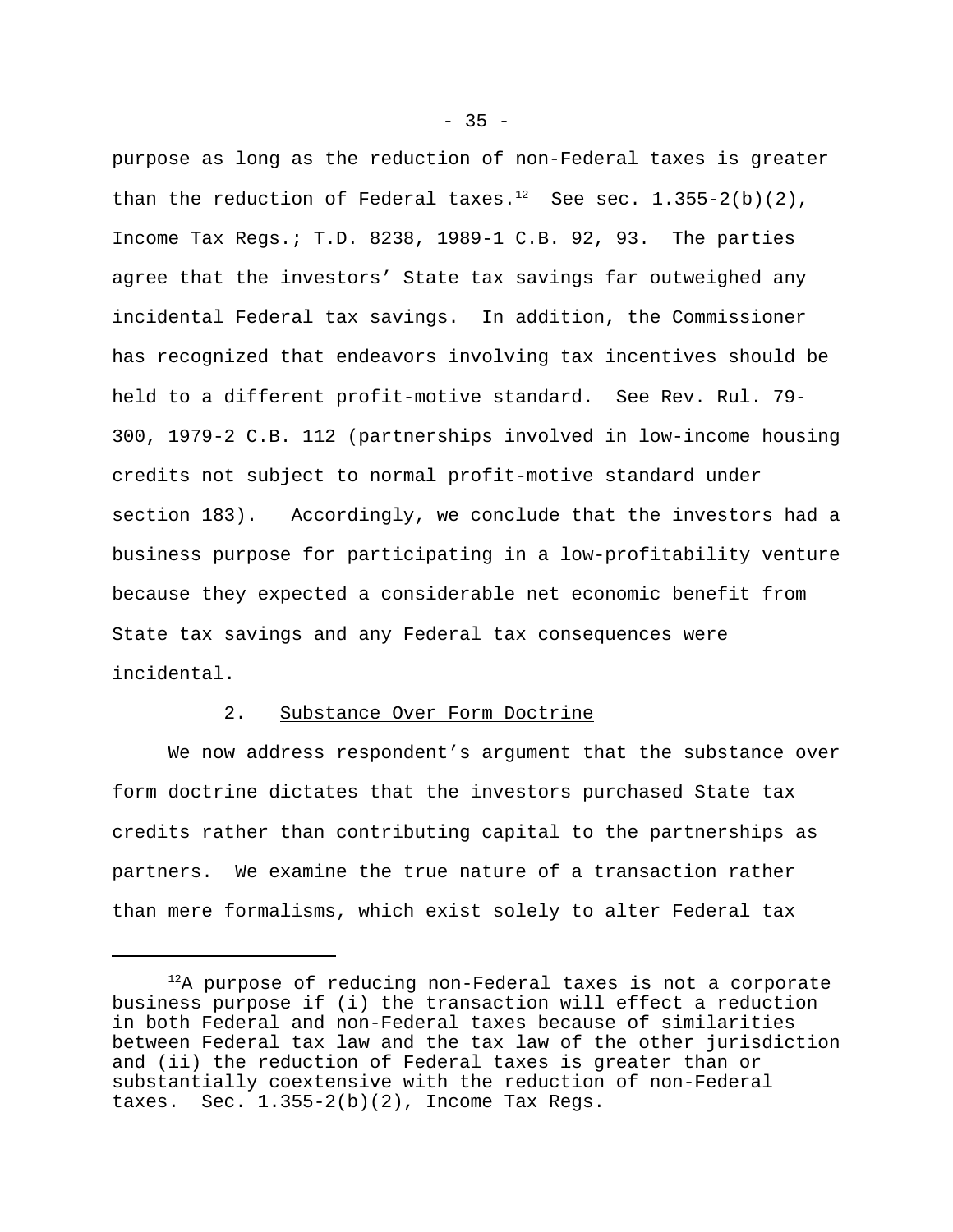purpose as long as the reduction of non-Federal taxes is greater than the reduction of Federal taxes.[12] See sec. 1.355-2(b)(2), Income Tax Regs.; T.D. 8238, 1989-1 C.B. 92, 93. The parties agree that the investors' State tax savings far outweighed any incidental Federal tax savings. In addition, the Commissioner has recognized that endeavors involving tax incentives should be held to a different profit-motive standard. See Rev. Rul. 79-300, 1979-2 C.B. 112 (partnerships involved in low-income housing credits not subject to normal profit-motive standard under section 183). Accordingly, we conclude that the investors had a business purpose for participating in a low-profitability venture because they expected a considerable net economic benefit from State tax savings and any Federal tax consequences were incidental.

2. Substance Over Form Doctrine

We now address respondent's argument that the substance over form doctrine dictates that the investors purchased State tax credits rather than contributing capital to the partnerships as partners. We examine the true nature of a transaction rather than mere formalisms, which exist solely to alter Federal tax

---

[12]A purpose of reducing non-Federal taxes is not a corporate business purpose if (i) the transaction will effect a reduction in both Federal and non-Federal taxes because of similarities between Federal tax law and the tax law of the other jurisdiction and (ii) the reduction of Federal taxes is greater than or substantially coextensive with the reduction of non-Federal taxes. Sec. 1.355-2(b)(2), Income Tax Regs.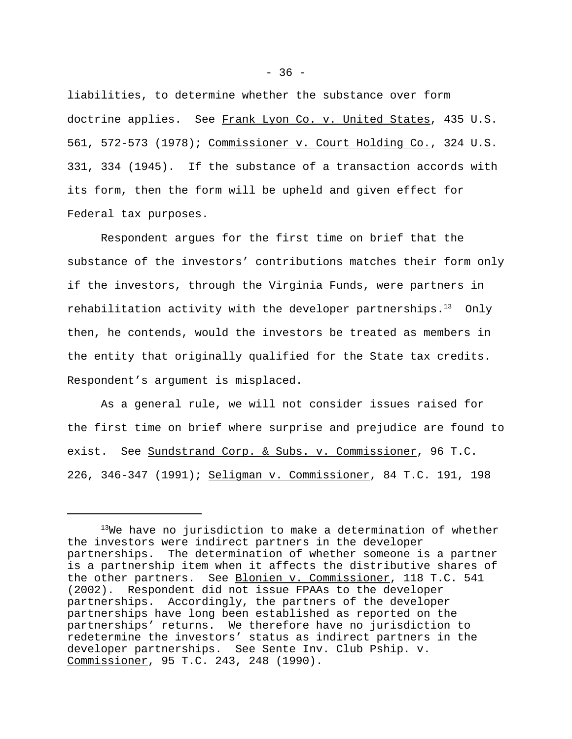liabilities, to determine whether the substance over form doctrine applies. See Frank Lyon Co. v. United States, 435 U.S. 561, 572-573 (1978); Commissioner v. Court Holding Co., 324 U.S. 331, 334 (1945). If the substance of a transaction accords with its form, then the form will be upheld and given effect for Federal tax purposes.

Respondent argues for the first time on brief that the substance of the investors' contributions matches their form only if the investors, through the Virginia Funds, were partners in rehabilitation activity with the developer partnerships.[13] Only then, he contends, would the investors be treated as members in the entity that originally qualified for the State tax credits. Respondent's argument is misplaced.

As a general rule, we will not consider issues raised for the first time on brief where surprise and prejudice are found to exist. See Sundstrand Corp. & Subs. v. Commissioner, 96 T.C. 226, 346-347 (1991); Seligman v. Commissioner, 84 T.C. 191, 198

---

[13]We have no jurisdiction to make a determination of whether the investors were indirect partners in the developer partnerships. The determination of whether someone is a partner is a partnership item when it affects the distributive shares of the other partners. See Blonien v. Commissioner, 118 T.C. 541 (2002). Respondent did not issue FPAAs to the developer partnerships. Accordingly, the partners of the developer partnerships have long been established as reported on the partnerships' returns. We therefore have no jurisdiction to redetermine the investors' status as indirect partners in the developer partnerships. See Sente Inv. Club Pship. v. Commissioner, 95 T.C. 243, 248 (1990).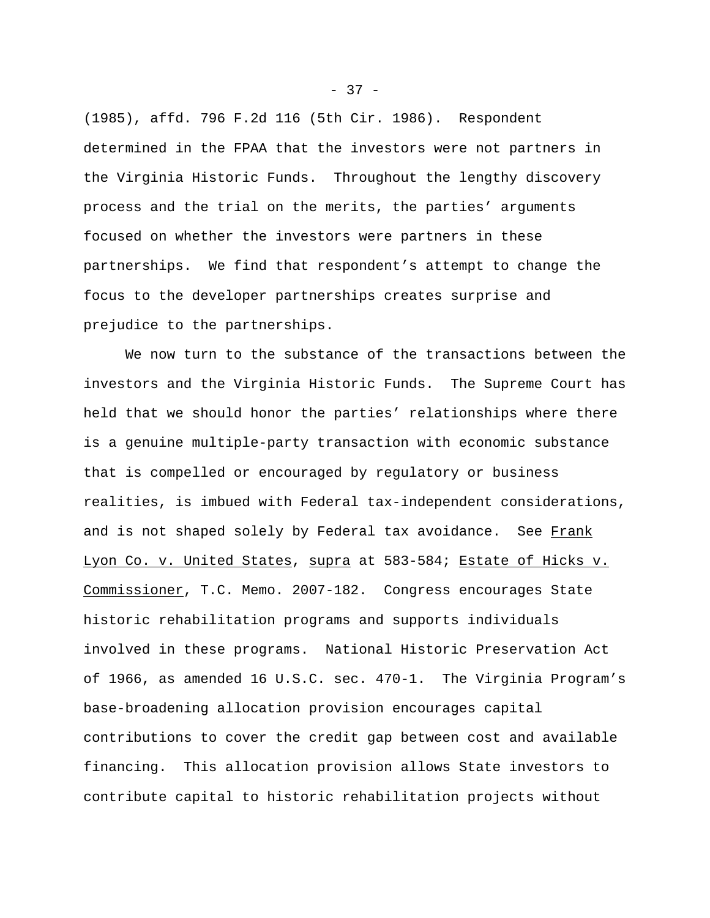(1985), affd. 796 F.2d 116 (5th Cir. 1986). Respondent determined in the FPAA that the investors were not partners in the Virginia Historic Funds. Throughout the lengthy discovery process and the trial on the merits, the parties' arguments focused on whether the investors were partners in these partnerships. We find that respondent's attempt to change the focus to the developer partnerships creates surprise and prejudice to the partnerships.

We now turn to the substance of the transactions between the investors and the Virginia Historic Funds. The Supreme Court has held that we should honor the parties' relationships where there is a genuine multiple-party transaction with economic substance that is compelled or encouraged by regulatory or business realities, is imbued with Federal tax-independent considerations, and is not shaped solely by Federal tax avoidance. See Frank Lyon Co. v. United States, supra at 583-584; Estate of Hicks v. Commissioner, T.C. Memo. 2007-182. Congress encourages State historic rehabilitation programs and supports individuals involved in these programs. National Historic Preservation Act of 1966, as amended 16 U.S.C. sec. 470-1. The Virginia Program's base-broadening allocation provision encourages capital contributions to cover the credit gap between cost and available financing. This allocation provision allows State investors to contribute capital to historic rehabilitation projects without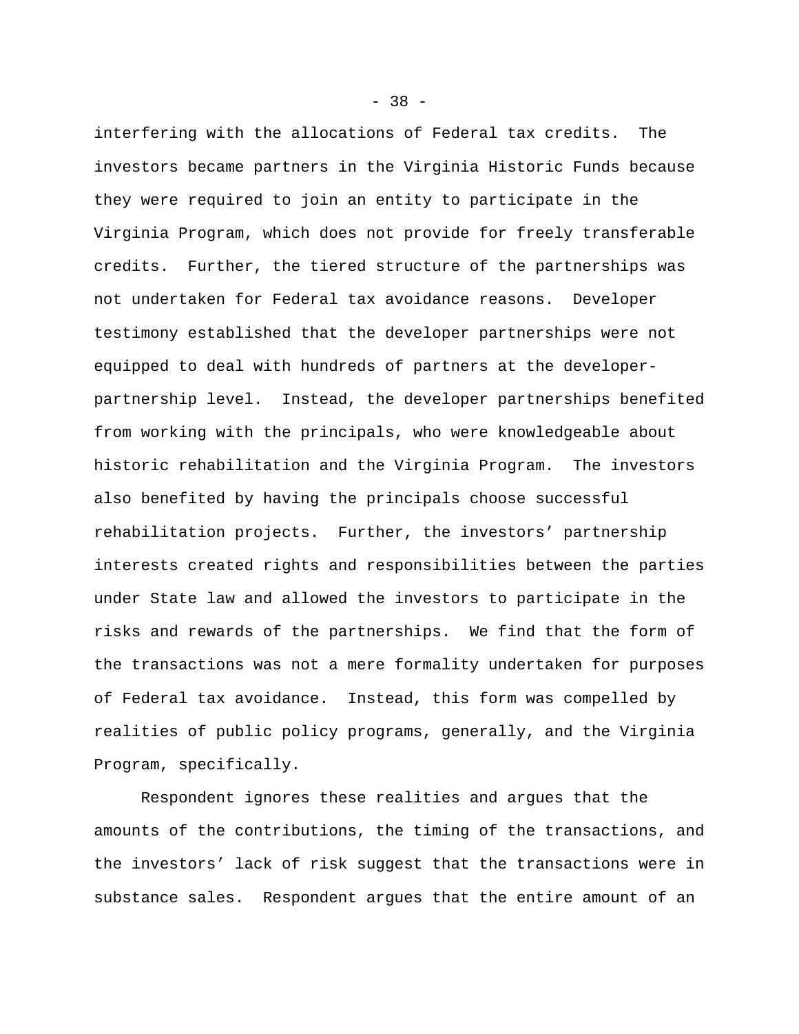interfering with the allocations of Federal tax credits. The investors became partners in the Virginia Historic Funds because they were required to join an entity to participate in the Virginia Program, which does not provide for freely transferable credits. Further, the tiered structure of the partnerships was not undertaken for Federal tax avoidance reasons. Developer testimony established that the developer partnerships were not equipped to deal with hundreds of partners at the developer-partnership level. Instead, the developer partnerships benefited from working with the principals, who were knowledgeable about historic rehabilitation and the Virginia Program. The investors also benefited by having the principals choose successful rehabilitation projects. Further, the investors' partnership interests created rights and responsibilities between the parties under State law and allowed the investors to participate in the risks and rewards of the partnerships. We find that the form of the transactions was not a mere formality undertaken for purposes of Federal tax avoidance. Instead, this form was compelled by realities of public policy programs, generally, and the Virginia Program, specifically.

Respondent ignores these realities and argues that the amounts of the contributions, the timing of the transactions, and the investors' lack of risk suggest that the transactions were in substance sales. Respondent argues that the entire amount of an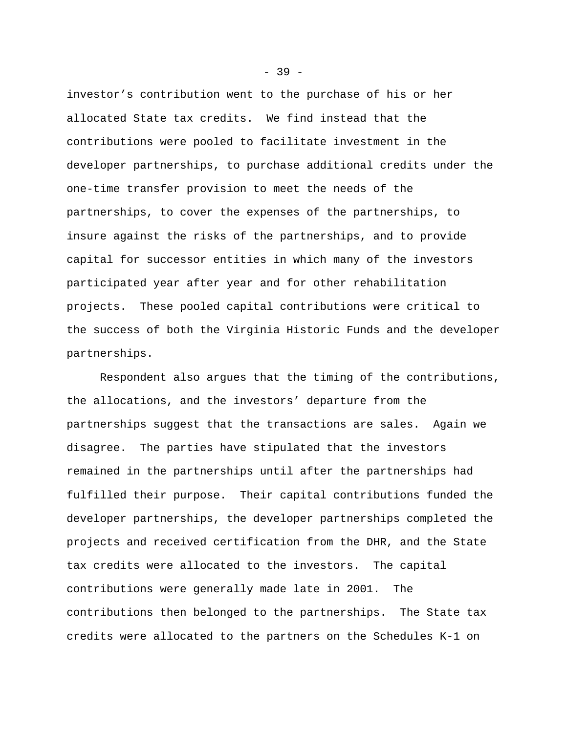investor's contribution went to the purchase of his or her allocated State tax credits. We find instead that the contributions were pooled to facilitate investment in the developer partnerships, to purchase additional credits under the one-time transfer provision to meet the needs of the partnerships, to cover the expenses of the partnerships, to insure against the risks of the partnerships, and to provide capital for successor entities in which many of the investors participated year after year and for other rehabilitation projects. These pooled capital contributions were critical to the success of both the Virginia Historic Funds and the developer partnerships.

Respondent also argues that the timing of the contributions, the allocations, and the investors' departure from the partnerships suggest that the transactions are sales. Again we disagree. The parties have stipulated that the investors remained in the partnerships until after the partnerships had fulfilled their purpose. Their capital contributions funded the developer partnerships, the developer partnerships completed the projects and received certification from the DHR, and the State tax credits were allocated to the investors. The capital contributions were generally made late in 2001. The contributions then belonged to the partnerships. The State tax credits were allocated to the partners on the Schedules K-1 on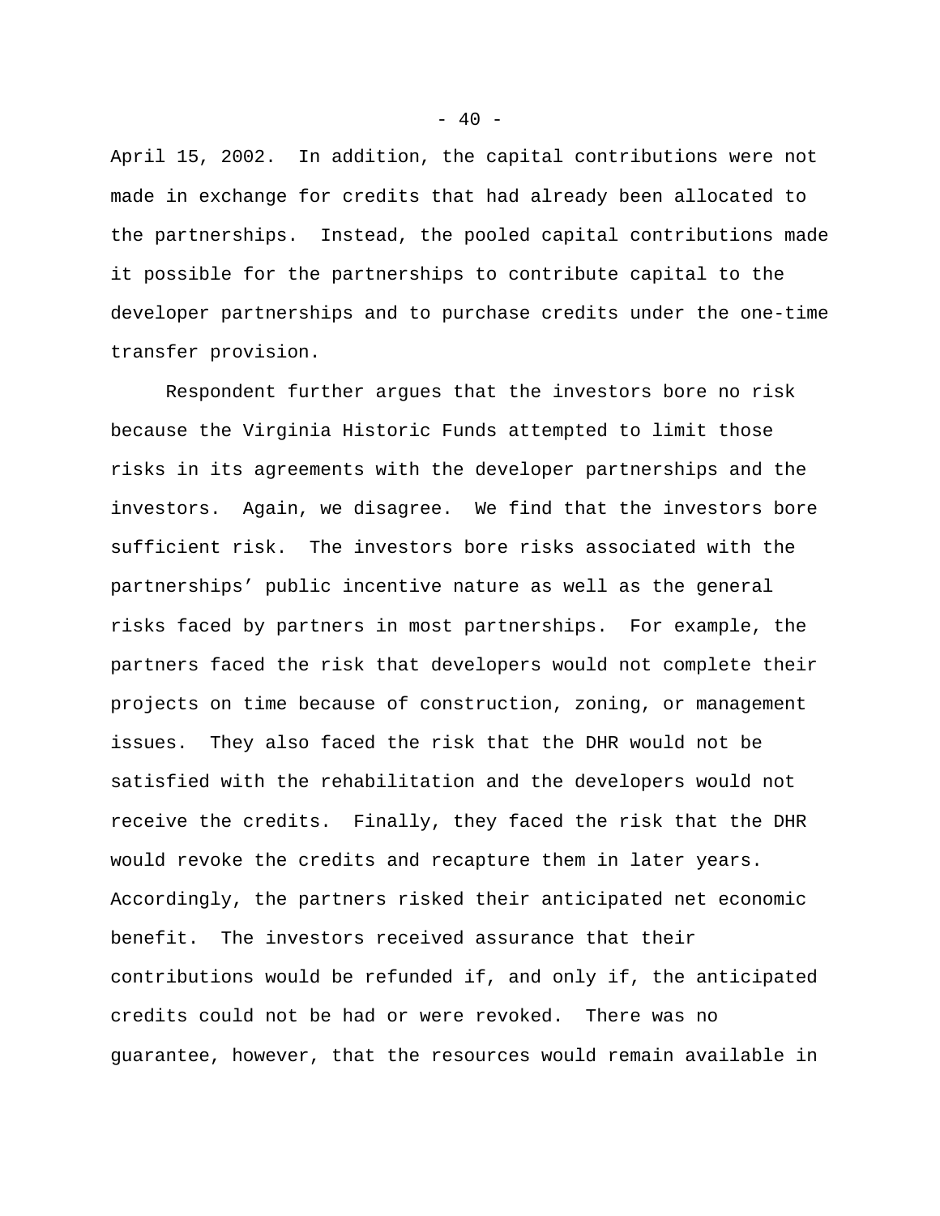April 15, 2002. In addition, the capital contributions were not made in exchange for credits that had already been allocated to the partnerships. Instead, the pooled capital contributions made it possible for the partnerships to contribute capital to the developer partnerships and to purchase credits under the one-time transfer provision.

Respondent further argues that the investors bore no risk because the Virginia Historic Funds attempted to limit those risks in its agreements with the developer partnerships and the investors. Again, we disagree. We find that the investors bore sufficient risk. The investors bore risks associated with the partnerships' public incentive nature as well as the general risks faced by partners in most partnerships. For example, the partners faced the risk that developers would not complete their projects on time because of construction, zoning, or management issues. They also faced the risk that the DHR would not be satisfied with the rehabilitation and the developers would not receive the credits. Finally, they faced the risk that the DHR would revoke the credits and recapture them in later years. Accordingly, the partners risked their anticipated net economic benefit. The investors received assurance that their contributions would be refunded if, and only if, the anticipated credits could not be had or were revoked. There was no guarantee, however, that the resources would remain available in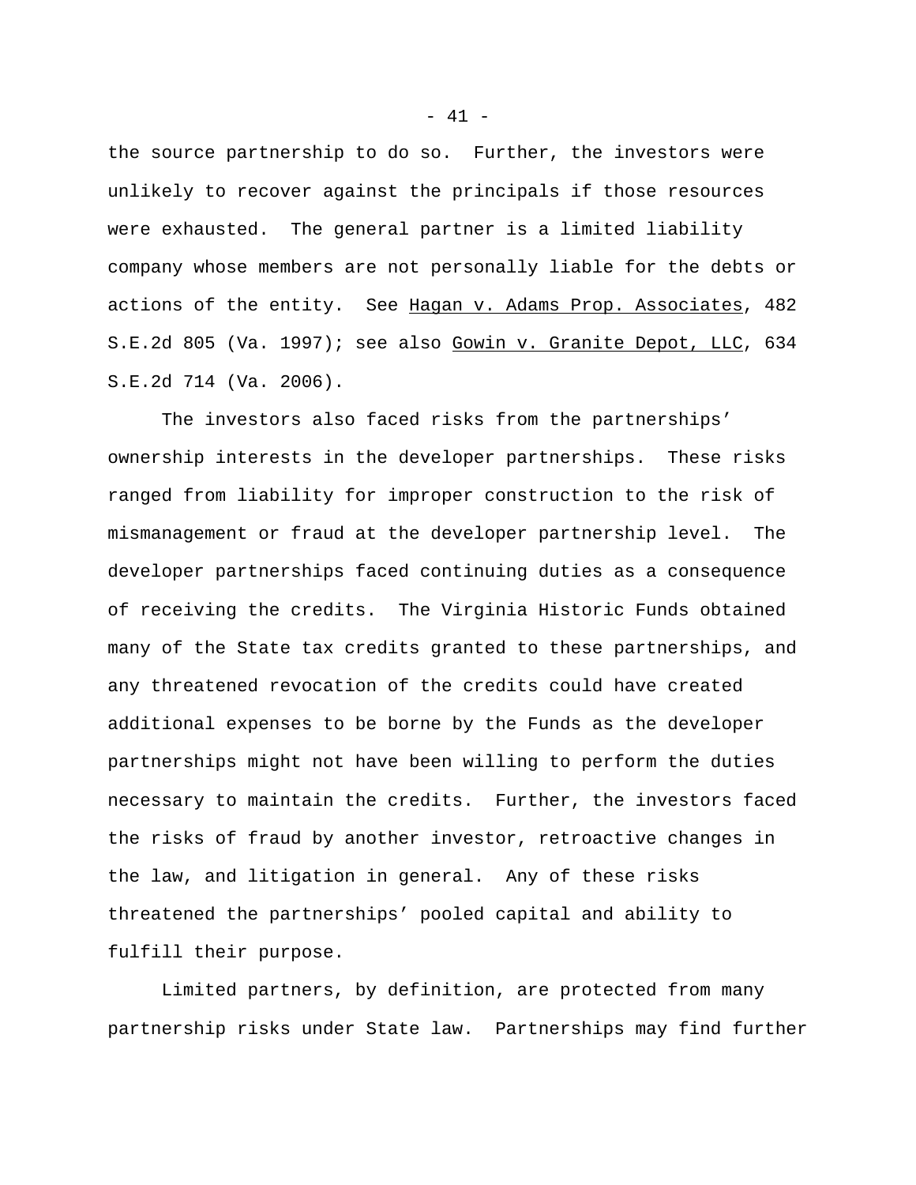the source partnership to do so. Further, the investors were unlikely to recover against the principals if those resources were exhausted. The general partner is a limited liability company whose members are not personally liable for the debts or actions of the entity. See <u>Hagan v. Adams Prop. Associates</u>, 482 S.E.2d 805 (Va. 1997); see also <u>Gowin v. Granite Depot, LLC</u>, 634 S.E.2d 714 (Va. 2006).

The investors also faced risks from the partnerships' ownership interests in the developer partnerships. These risks ranged from liability for improper construction to the risk of mismanagement or fraud at the developer partnership level. The developer partnerships faced continuing duties as a consequence of receiving the credits. The Virginia Historic Funds obtained many of the State tax credits granted to these partnerships, and any threatened revocation of the credits could have created additional expenses to be borne by the Funds as the developer partnerships might not have been willing to perform the duties necessary to maintain the credits. Further, the investors faced the risks of fraud by another investor, retroactive changes in the law, and litigation in general. Any of these risks threatened the partnerships' pooled capital and ability to fulfill their purpose.

Limited partners, by definition, are protected from many partnership risks under State law. Partnerships may find further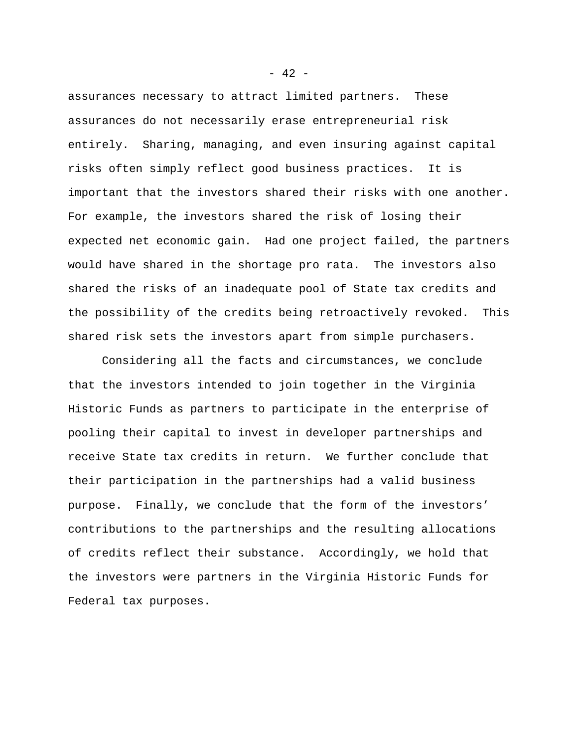assurances necessary to attract limited partners. These assurances do not necessarily erase entrepreneurial risk entirely. Sharing, managing, and even insuring against capital risks often simply reflect good business practices. It is important that the investors shared their risks with one another. For example, the investors shared the risk of losing their expected net economic gain. Had one project failed, the partners would have shared in the shortage pro rata. The investors also shared the risks of an inadequate pool of State tax credits and the possibility of the credits being retroactively revoked. This shared risk sets the investors apart from simple purchasers.

Considering all the facts and circumstances, we conclude that the investors intended to join together in the Virginia Historic Funds as partners to participate in the enterprise of pooling their capital to invest in developer partnerships and receive State tax credits in return. We further conclude that their participation in the partnerships had a valid business purpose. Finally, we conclude that the form of the investors' contributions to the partnerships and the resulting allocations of credits reflect their substance. Accordingly, we hold that the investors were partners in the Virginia Historic Funds for Federal tax purposes.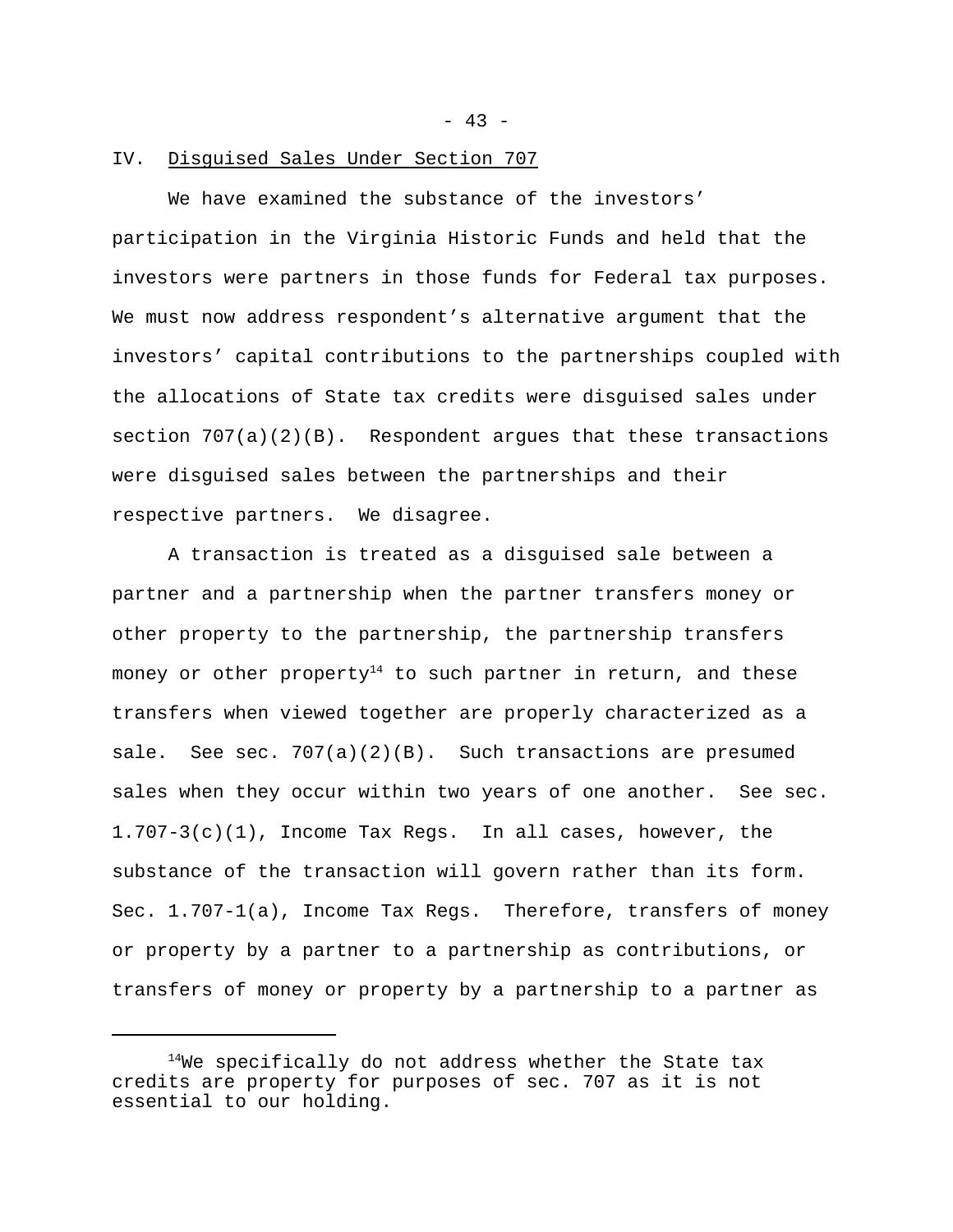## IV. Disguised Sales Under Section 707

We have examined the substance of the investors' participation in the Virginia Historic Funds and held that the investors were partners in those funds for Federal tax purposes. We must now address respondent's alternative argument that the investors' capital contributions to the partnerships coupled with the allocations of State tax credits were disguised sales under section 707(a)(2)(B). Respondent argues that these transactions were disguised sales between the partnerships and their respective partners. We disagree.

A transaction is treated as a disguised sale between a partner and a partnership when the partner transfers money or other property to the partnership, the partnership transfers money or other property[14] to such partner in return, and these transfers when viewed together are properly characterized as a sale. See sec. 707(a)(2)(B). Such transactions are presumed sales when they occur within two years of one another. See sec. 1.707-3(c)(1), Income Tax Regs. In all cases, however, the substance of the transaction will govern rather than its form. Sec. 1.707-1(a), Income Tax Regs. Therefore, transfers of money or property by a partner to a partnership as contributions, or transfers of money or property by a partnership to a partner as

---

[14] We specifically do not address whether the State tax credits are property for purposes of sec. 707 as it is not essential to our holding.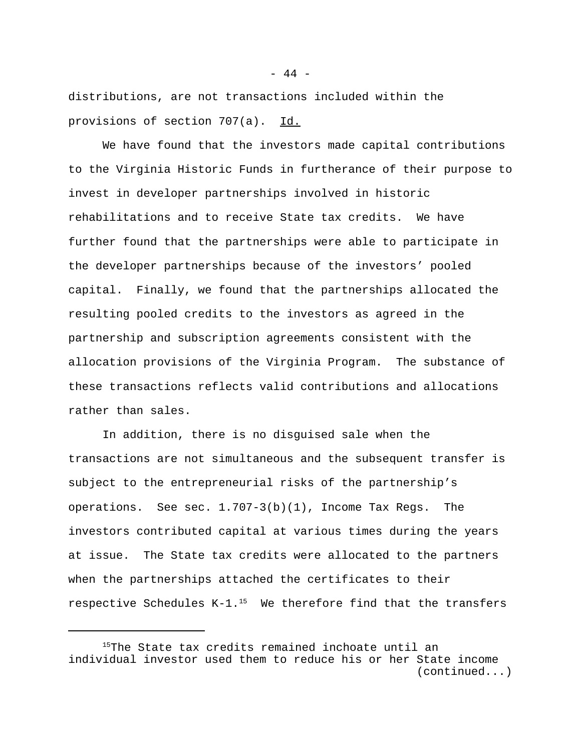distributions, are not transactions included within the provisions of section 707(a). Id.

We have found that the investors made capital contributions to the Virginia Historic Funds in furtherance of their purpose to invest in developer partnerships involved in historic rehabilitations and to receive State tax credits. We have further found that the partnerships were able to participate in the developer partnerships because of the investors' pooled capital. Finally, we found that the partnerships allocated the resulting pooled credits to the investors as agreed in the partnership and subscription agreements consistent with the allocation provisions of the Virginia Program. The substance of these transactions reflects valid contributions and allocations rather than sales.

In addition, there is no disguised sale when the transactions are not simultaneous and the subsequent transfer is subject to the entrepreneurial risks of the partnership's operations. See sec. 1.707-3(b)(1), Income Tax Regs. The investors contributed capital at various times during the years at issue. The State tax credits were allocated to the partners when the partnerships attached the certificates to their respective Schedules K-1.[15] We therefore find that the transfers

---

[15]The State tax credits remained inchoate until an individual investor used them to reduce his or her State income (continued...)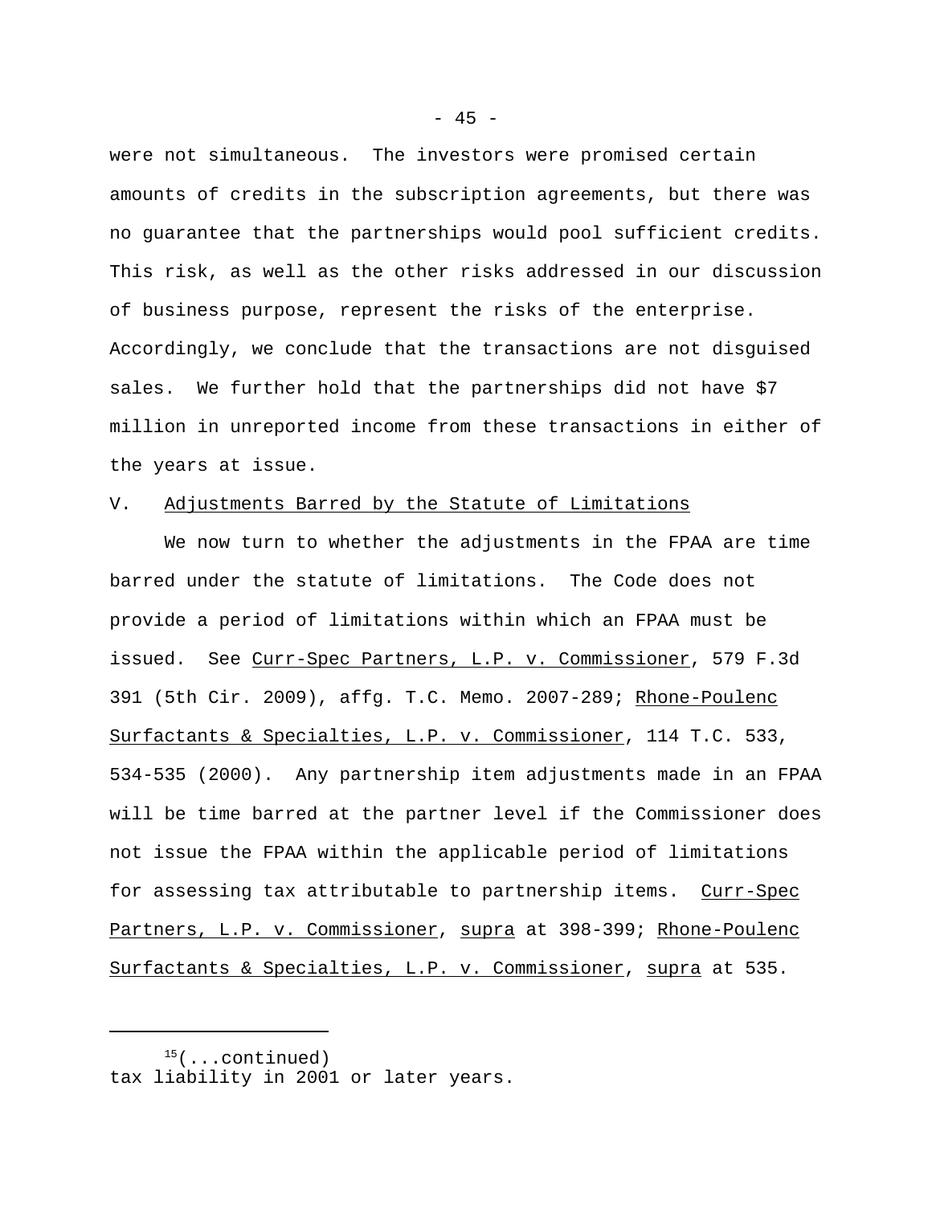were not simultaneous. The investors were promised certain amounts of credits in the subscription agreements, but there was no guarantee that the partnerships would pool sufficient credits. This risk, as well as the other risks addressed in our discussion of business purpose, represent the risks of the enterprise. Accordingly, we conclude that the transactions are not disguised sales. We further hold that the partnerships did not have $7 million in unreported income from these transactions in either of the years at issue.

## V. Adjustments Barred by the Statute of Limitations

We now turn to whether the adjustments in the FPAA are time barred under the statute of limitations. The Code does not provide a period of limitations within which an FPAA must be issued. See Curr-Spec Partners, L.P. v. Commissioner, 579 F.3d 391 (5th Cir. 2009), affg. T.C. Memo. 2007-289; Rhone-Poulenc Surfactants & Specialties, L.P. v. Commissioner, 114 T.C. 533, 534-535 (2000). Any partnership item adjustments made in an FPAA will be time barred at the partner level if the Commissioner does not issue the FPAA within the applicable period of limitations for assessing tax attributable to partnership items. Curr-Spec Partners, L.P. v. Commissioner, supra at 398-399; Rhone-Poulenc Surfactants & Specialties, L.P. v. Commissioner, supra at 535.

---

[15](...continued) tax liability in 2001 or later years.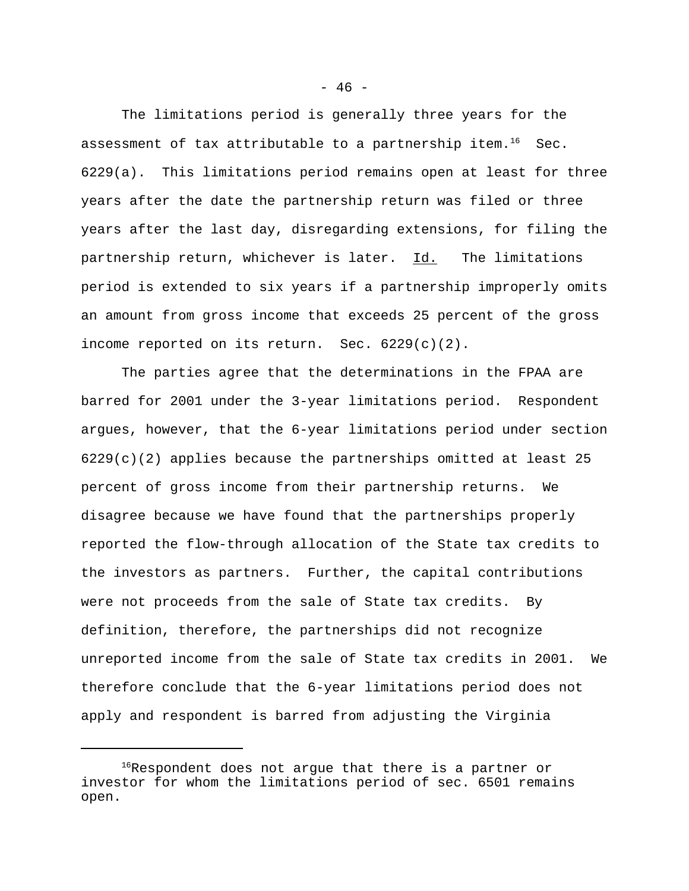The limitations period is generally three years for the assessment of tax attributable to a partnership item.[16] Sec. 6229(a). This limitations period remains open at least for three years after the date the partnership return was filed or three years after the last day, disregarding extensions, for filing the partnership return, whichever is later. Id. The limitations period is extended to six years if a partnership improperly omits an amount from gross income that exceeds 25 percent of the gross income reported on its return. Sec. 6229(c)(2).

The parties agree that the determinations in the FPAA are barred for 2001 under the 3-year limitations period. Respondent argues, however, that the 6-year limitations period under section 6229(c)(2) applies because the partnerships omitted at least 25 percent of gross income from their partnership returns. We disagree because we have found that the partnerships properly reported the flow-through allocation of the State tax credits to the investors as partners. Further, the capital contributions were not proceeds from the sale of State tax credits. By definition, therefore, the partnerships did not recognize unreported income from the sale of State tax credits in 2001. We therefore conclude that the 6-year limitations period does not apply and respondent is barred from adjusting the Virginia

[16]Respondent does not argue that there is a partner or investor for whom the limitations period of sec. 6501 remains open.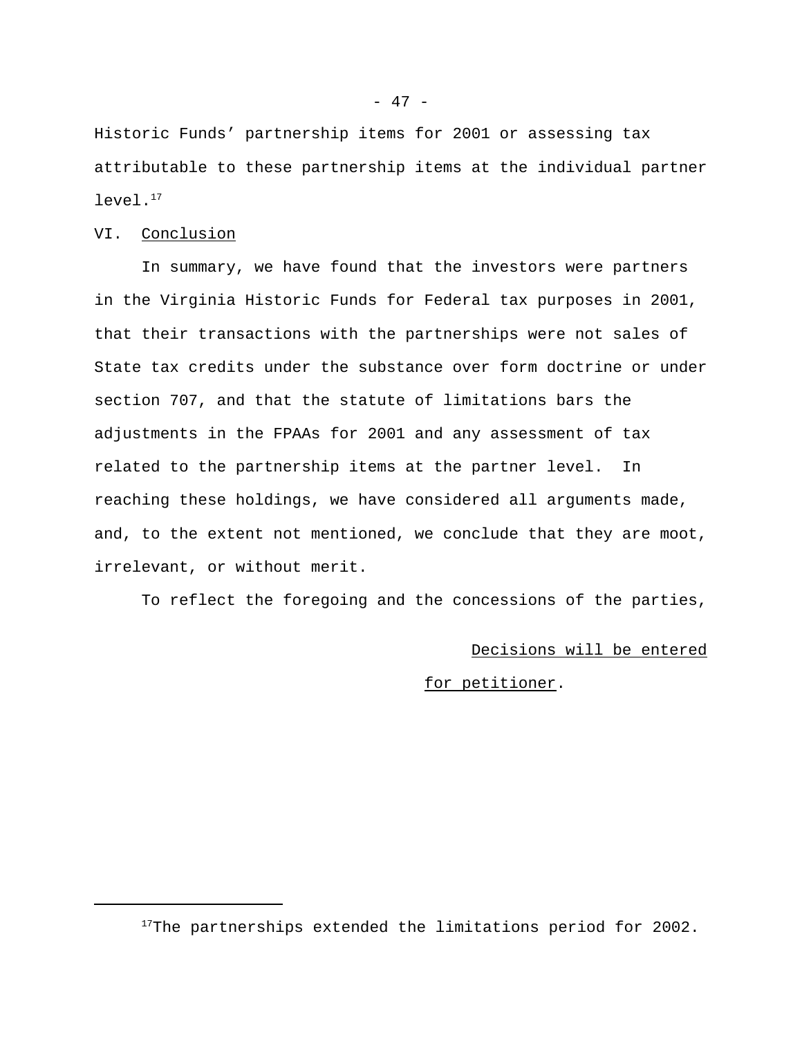Historic Funds' partnership items for 2001 or assessing tax attributable to these partnership items at the individual partner level.[17]

## VI. Conclusion

In summary, we have found that the investors were partners in the Virginia Historic Funds for Federal tax purposes in 2001, that their transactions with the partnerships were not sales of State tax credits under the substance over form doctrine or under section 707, and that the statute of limitations bars the adjustments in the FPAAs for 2001 and any assessment of tax related to the partnership items at the partner level. In reaching these holdings, we have considered all arguments made, and, to the extent not mentioned, we conclude that they are moot, irrelevant, or without merit.

To reflect the foregoing and the concessions of the parties,

Decisions will be entered for petitioner.

---

[17] The partnerships extended the limitations period for 2002.